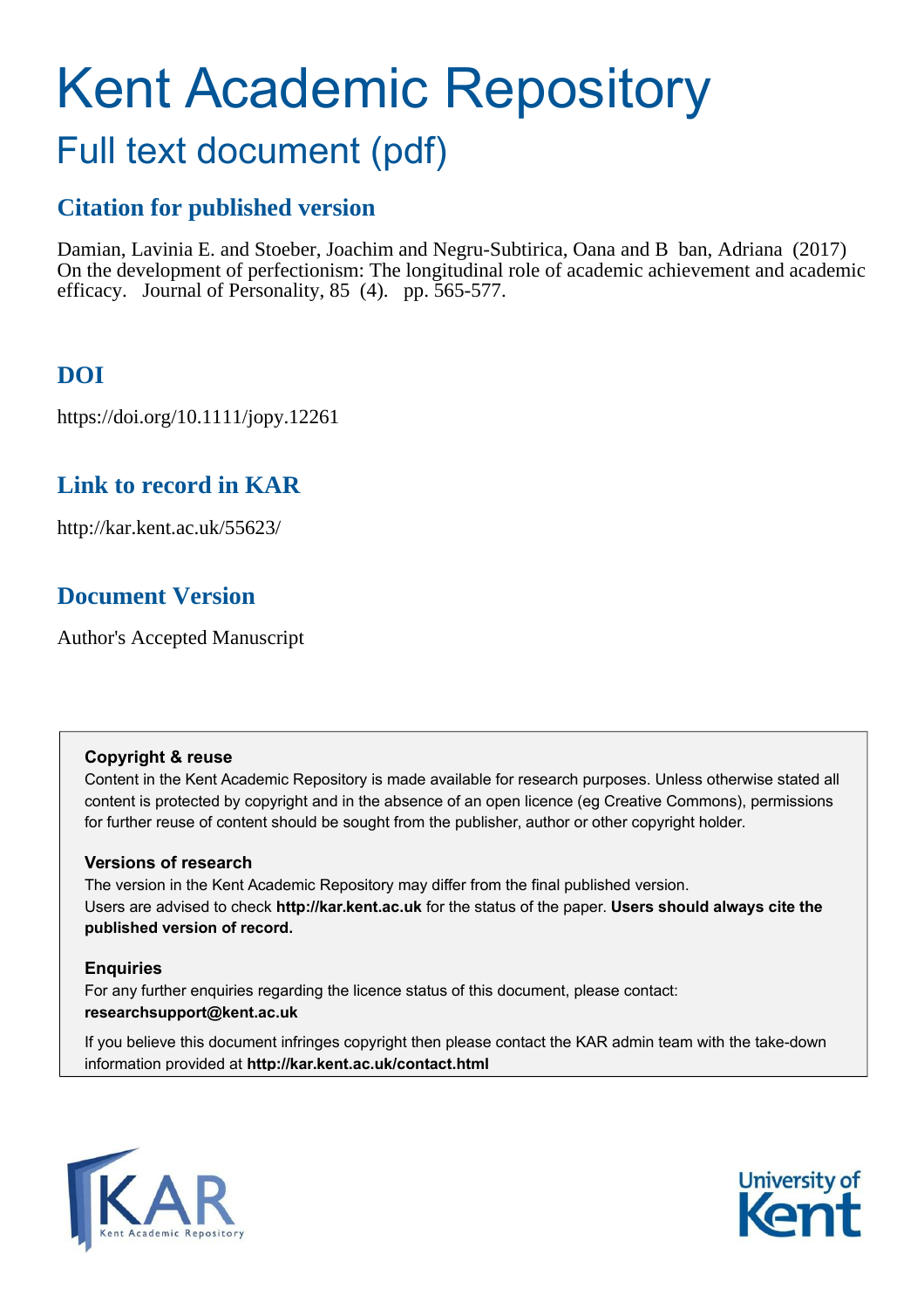# Kent Academic Repository

## Full text document (pdf)

### Citation for published version

Damian, Lavinia E. and Stoeber, Joachim and Negru-Subtirica, Oana and B ban, Adriana (2017) On the development of perfectionism: The longitudinal role of academic achievement and academic efficacy. Journal of Personality, 85 (4). pp. 565-577.

### DOI

https://doi.org/10.1111/jopy.12261

### Link to record in KAR

http://kar.kent.ac.uk/55623/

### Document Version

Author's Accepted Manuscript

**Copyright & reuse**

Content in the Kent Academic Repository is made available for research purposes. Unless otherwise stated all content is protected by copyright and in the absence of an open licence (eg Creative Commons), permissions for further reuse of content should be sought from the publisher, author or other copyright holder.

**Versions of research**

The version in the Kent Academic Repository may differ from the final published version. Users are advised to check **http://kar.kent.ac.uk** for the status of the paper. **Users should always cite the published version of record.**

**Enquiries**

For any further enquiries regarding the licence status of this document, please contact: **researchsupport@kent.ac.uk**

If you believe this document infringes copyright then please contact the KAR admin team with the take-down information provided at **http://kar.kent.ac.uk/contact.html**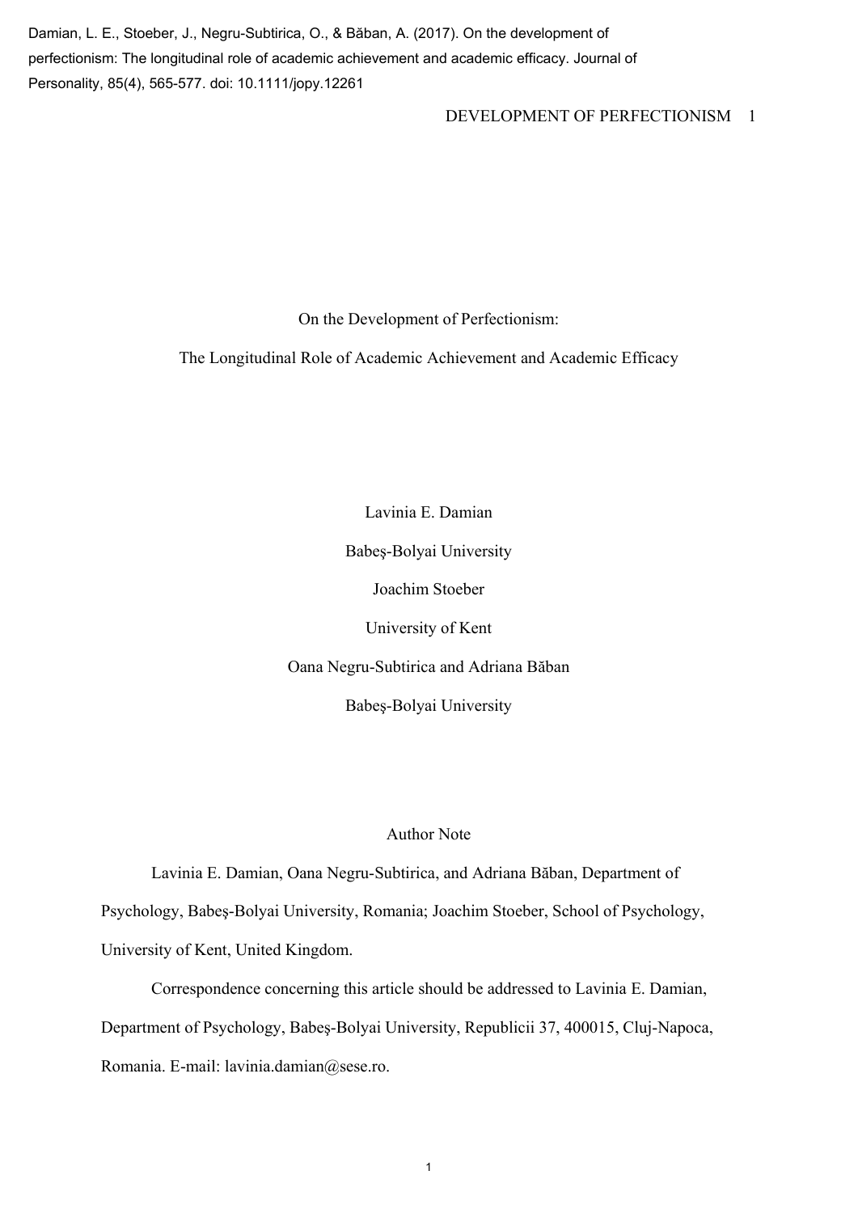Damian, L. E., Stoeber, J., Negru-Subtirica, O., & Băban, A. (2017). On the development of perfectionism: The longitudinal role of academic achievement and academic efficacy. Journal of Personality, 85(4), 565-577. doi: 10.1111/jopy.12261

# On the Development of Perfectionism:

# The Longitudinal Role of Academic Achievement and Academic Efficacy

Lavinia E. Damian

Babeş-Bolyai University

Joachim Stoeber

University of Kent

Oana Negru-Subtirica and Adriana Băban

Babeş-Bolyai University

## Author Note

Lavinia E. Damian, Oana Negru-Subtirica, and Adriana Băban, Department of Psychology, Babeş-Bolyai University, Romania; Joachim Stoeber, School of Psychology, University of Kent, United Kingdom.

Correspondence concerning this article should be addressed to Lavinia E. Damian, Department of Psychology, Babeş-Bolyai University, Republicii 37, 400015, Cluj-Napoca, Romania. E-mail: lavinia.damian@sese.ro.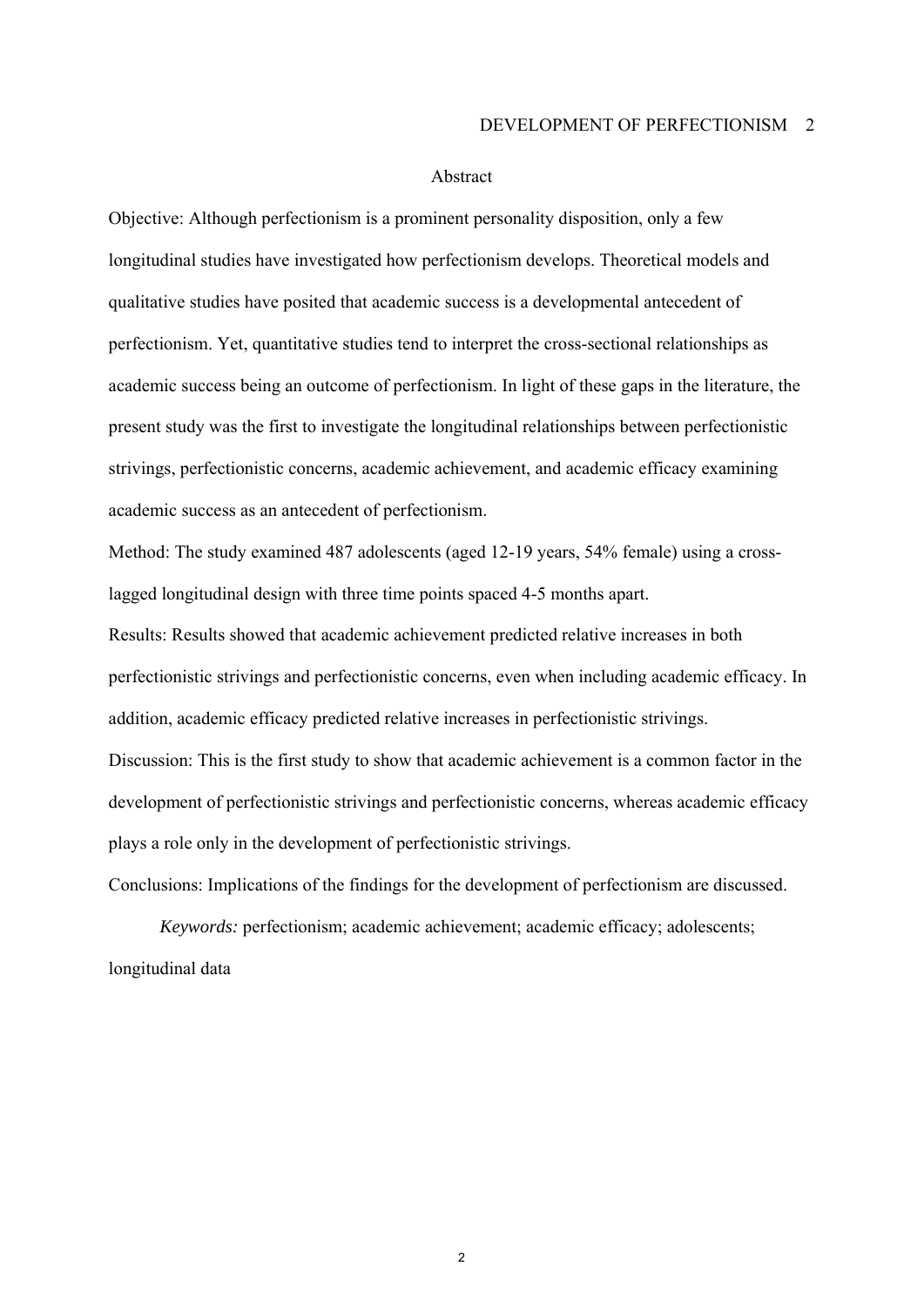# Abstract

Objective: Although perfectionism is a prominent personality disposition, only a few longitudinal studies have investigated how perfectionism develops. Theoretical models and qualitative studies have posited that academic success is a developmental antecedent of perfectionism. Yet, quantitative studies tend to interpret the cross-sectional relationships as academic success being an outcome of perfectionism. In light of these gaps in the literature, the present study was the first to investigate the longitudinal relationships between perfectionistic strivings, perfectionistic concerns, academic achievement, and academic efficacy examining academic success as an antecedent of perfectionism.

Method: The study examined 487 adolescents (aged 12-19 years, 54% female) using a cross-lagged longitudinal design with three time points spaced 4-5 months apart.

Results: Results showed that academic achievement predicted relative increases in both perfectionistic strivings and perfectionistic concerns, even when including academic efficacy. In addition, academic efficacy predicted relative increases in perfectionistic strivings.

Discussion: This is the first study to show that academic achievement is a common factor in the development of perfectionistic strivings and perfectionistic concerns, whereas academic efficacy plays a role only in the development of perfectionistic strivings.

Conclusions: Implications of the findings for the development of perfectionism are discussed.

*Keywords:* perfectionism; academic achievement; academic efficacy; adolescents; longitudinal data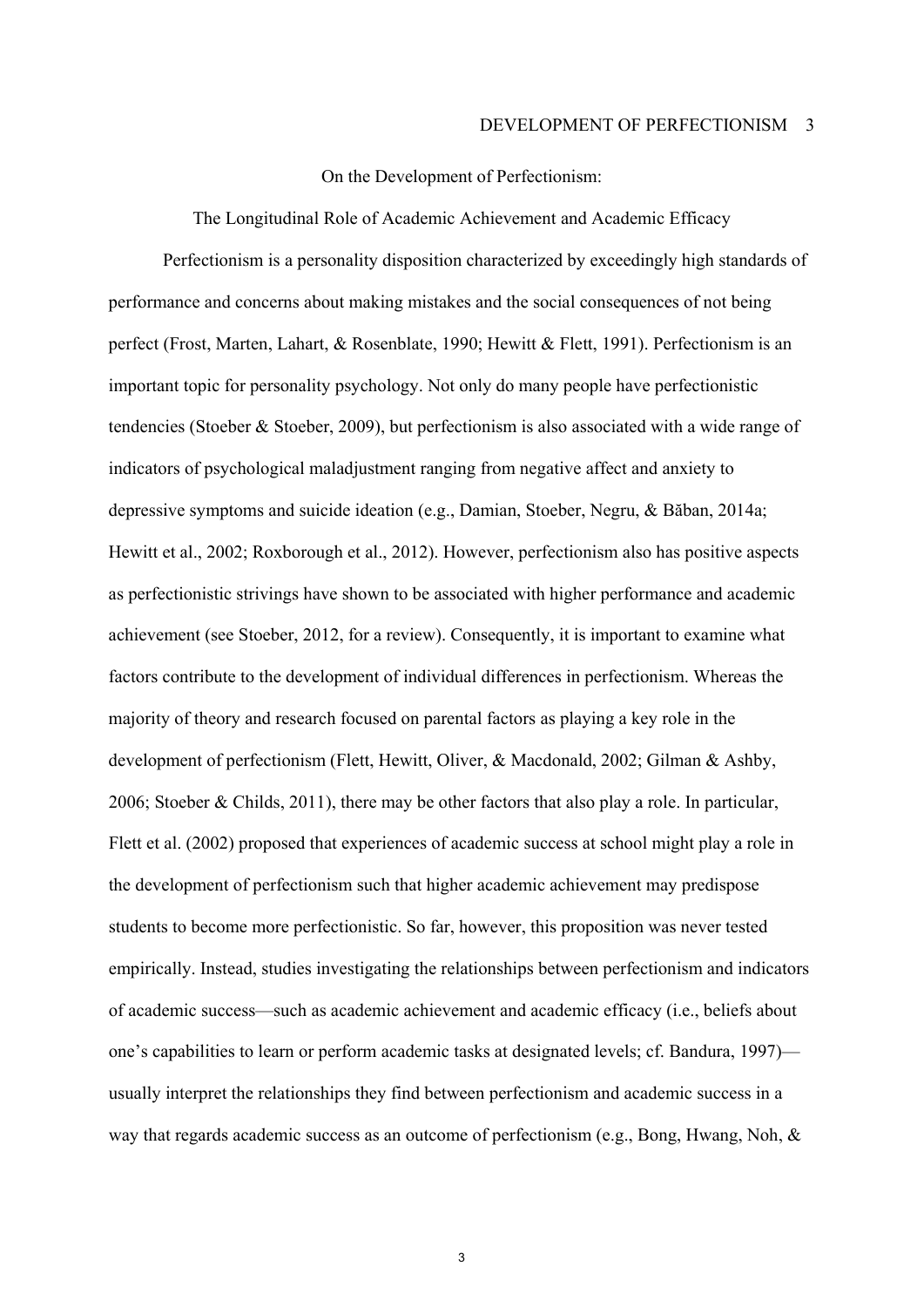On the Development of Perfectionism:

The Longitudinal Role of Academic Achievement and Academic Efficacy

Perfectionism is a personality disposition characterized by exceedingly high standards of performance and concerns about making mistakes and the social consequences of not being perfect (Frost, Marten, Lahart, & Rosenblate, 1990; Hewitt & Flett, 1991). Perfectionism is an important topic for personality psychology. Not only do many people have perfectionistic tendencies (Stoeber & Stoeber, 2009), but perfectionism is also associated with a wide range of indicators of psychological maladjustment ranging from negative affect and anxiety to depressive symptoms and suicide ideation (e.g., Damian, Stoeber, Negru, & Băban, 2014a; Hewitt et al., 2002; Roxborough et al., 2012). However, perfectionism also has positive aspects as perfectionistic strivings have shown to be associated with higher performance and academic achievement (see Stoeber, 2012, for a review). Consequently, it is important to examine what factors contribute to the development of individual differences in perfectionism. Whereas the majority of theory and research focused on parental factors as playing a key role in the development of perfectionism (Flett, Hewitt, Oliver, & Macdonald, 2002; Gilman & Ashby, 2006; Stoeber & Childs, 2011), there may be other factors that also play a role. In particular, Flett et al. (2002) proposed that experiences of academic success at school might play a role in the development of perfectionism such that higher academic achievement may predispose students to become more perfectionistic. So far, however, this proposition was never tested empirically. Instead, studies investigating the relationships between perfectionism and indicators of academic success—such as academic achievement and academic efficacy (i.e., beliefs about one's capabilities to learn or perform academic tasks at designated levels; cf. Bandura, 1997)—usually interpret the relationships they find between perfectionism and academic success in a way that regards academic success as an outcome of perfectionism (e.g., Bong, Hwang, Noh, &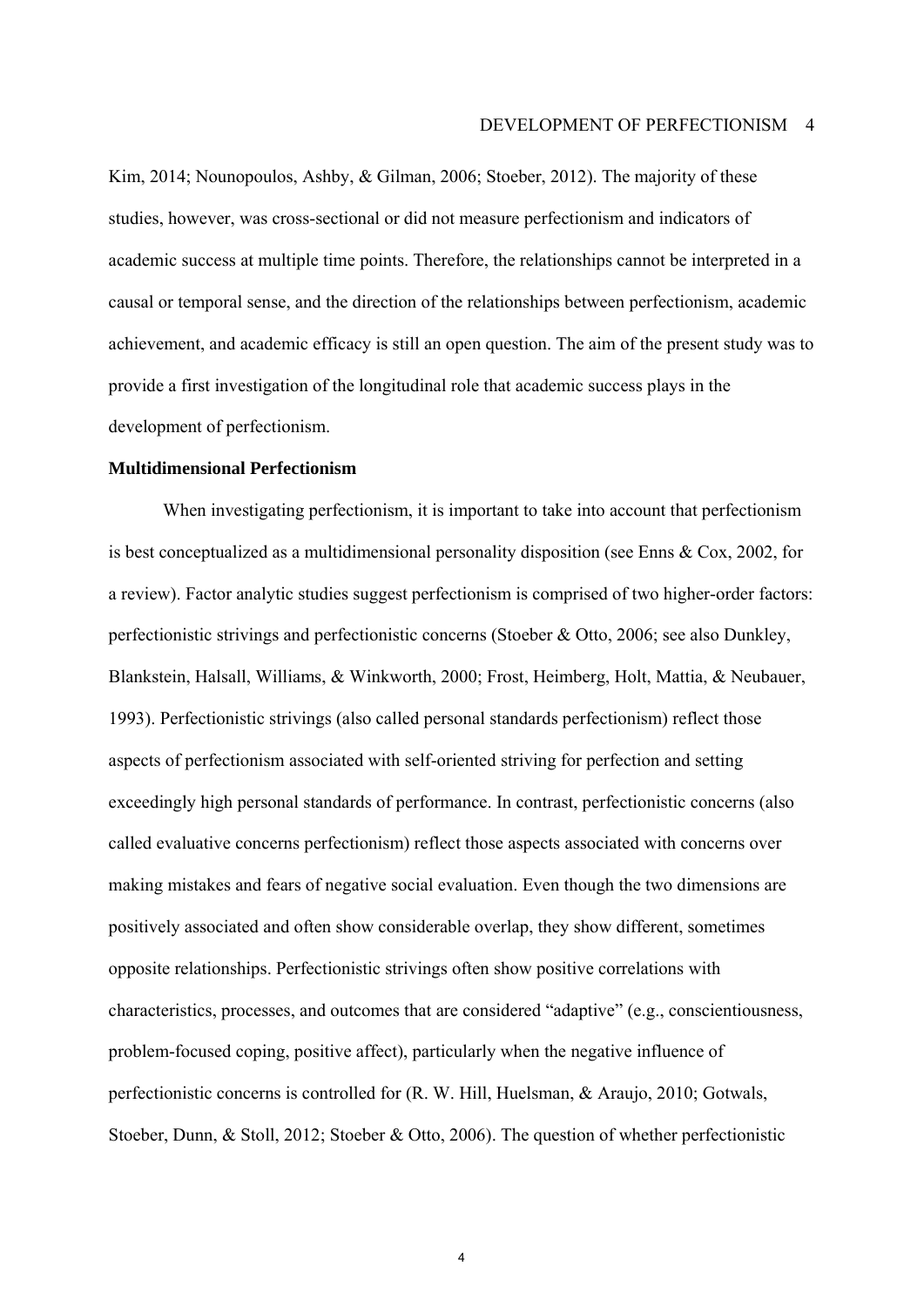Kim, 2014; Nounopoulos, Ashby, & Gilman, 2006; Stoeber, 2012). The majority of these studies, however, was cross-sectional or did not measure perfectionism and indicators of academic success at multiple time points. Therefore, the relationships cannot be interpreted in a causal or temporal sense, and the direction of the relationships between perfectionism, academic achievement, and academic efficacy is still an open question. The aim of the present study was to provide a first investigation of the longitudinal role that academic success plays in the development of perfectionism.

## Multidimensional Perfectionism

When investigating perfectionism, it is important to take into account that perfectionism is best conceptualized as a multidimensional personality disposition (see Enns & Cox, 2002, for a review). Factor analytic studies suggest perfectionism is comprised of two higher-order factors: perfectionistic strivings and perfectionistic concerns (Stoeber & Otto, 2006; see also Dunkley, Blankstein, Halsall, Williams, & Winkworth, 2000; Frost, Heimberg, Holt, Mattia, & Neubauer, 1993). Perfectionistic strivings (also called personal standards perfectionism) reflect those aspects of perfectionism associated with self-oriented striving for perfection and setting exceedingly high personal standards of performance. In contrast, perfectionistic concerns (also called evaluative concerns perfectionism) reflect those aspects associated with concerns over making mistakes and fears of negative social evaluation. Even though the two dimensions are positively associated and often show considerable overlap, they show different, sometimes opposite relationships. Perfectionistic strivings often show positive correlations with characteristics, processes, and outcomes that are considered "adaptive" (e.g., conscientiousness, problem-focused coping, positive affect), particularly when the negative influence of perfectionistic concerns is controlled for (R. W. Hill, Huelsman, & Araujo, 2010; Gotwals, Stoeber, Dunn, & Stoll, 2012; Stoeber & Otto, 2006). The question of whether perfectionistic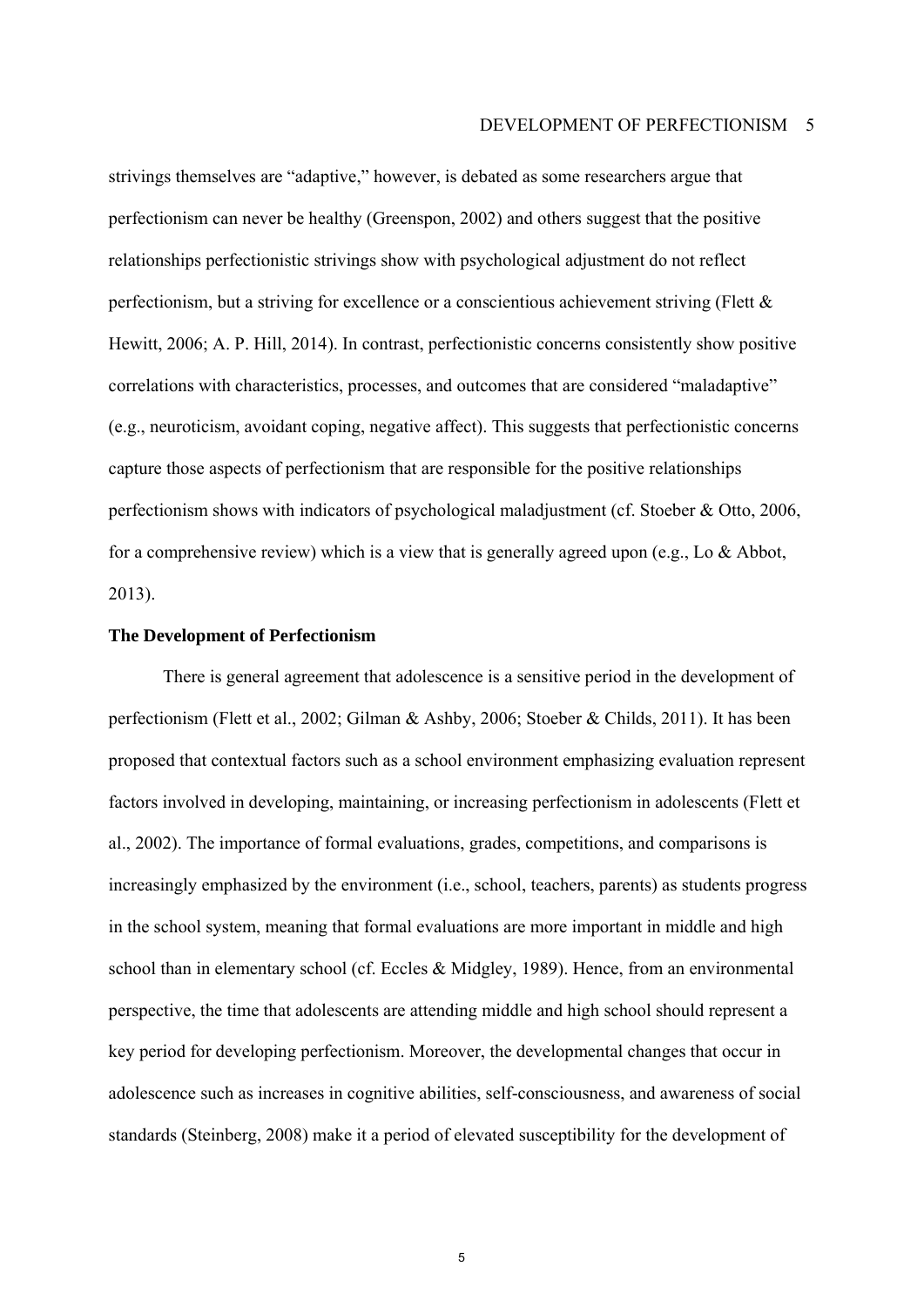strivings themselves are "adaptive," however, is debated as some researchers argue that perfectionism can never be healthy (Greenspon, 2002) and others suggest that the positive relationships perfectionistic strivings show with psychological adjustment do not reflect perfectionism, but a striving for excellence or a conscientious achievement striving (Flett & Hewitt, 2006; A. P. Hill, 2014). In contrast, perfectionistic concerns consistently show positive correlations with characteristics, processes, and outcomes that are considered "maladaptive" (e.g., neuroticism, avoidant coping, negative affect). This suggests that perfectionistic concerns capture those aspects of perfectionism that are responsible for the positive relationships perfectionism shows with indicators of psychological maladjustment (cf. Stoeber & Otto, 2006, for a comprehensive review) which is a view that is generally agreed upon (e.g., Lo & Abbot, 2013).

## The Development of Perfectionism

There is general agreement that adolescence is a sensitive period in the development of perfectionism (Flett et al., 2002; Gilman & Ashby, 2006; Stoeber & Childs, 2011). It has been proposed that contextual factors such as a school environment emphasizing evaluation represent factors involved in developing, maintaining, or increasing perfectionism in adolescents (Flett et al., 2002). The importance of formal evaluations, grades, competitions, and comparisons is increasingly emphasized by the environment (i.e., school, teachers, parents) as students progress in the school system, meaning that formal evaluations are more important in middle and high school than in elementary school (cf. Eccles & Midgley, 1989). Hence, from an environmental perspective, the time that adolescents are attending middle and high school should represent a key period for developing perfectionism. Moreover, the developmental changes that occur in adolescence such as increases in cognitive abilities, self-consciousness, and awareness of social standards (Steinberg, 2008) make it a period of elevated susceptibility for the development of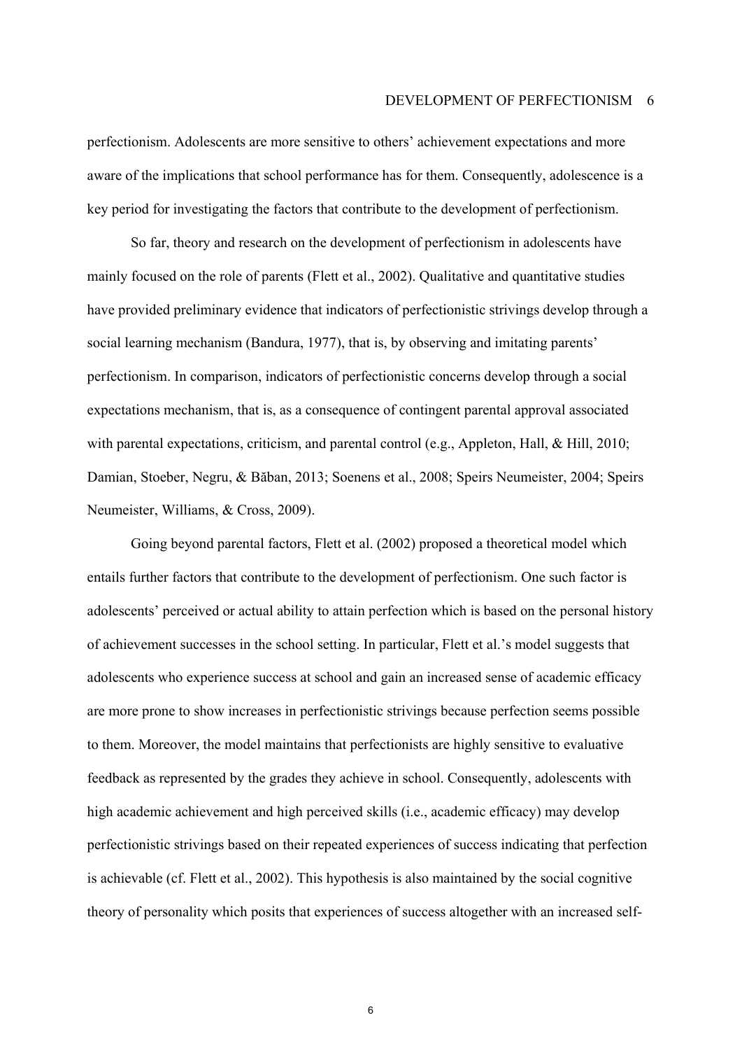perfectionism. Adolescents are more sensitive to others' achievement expectations and more aware of the implications that school performance has for them. Consequently, adolescence is a key period for investigating the factors that contribute to the development of perfectionism.

So far, theory and research on the development of perfectionism in adolescents have mainly focused on the role of parents (Flett et al., 2002). Qualitative and quantitative studies have provided preliminary evidence that indicators of perfectionistic strivings develop through a social learning mechanism (Bandura, 1977), that is, by observing and imitating parents' perfectionism. In comparison, indicators of perfectionistic concerns develop through a social expectations mechanism, that is, as a consequence of contingent parental approval associated with parental expectations, criticism, and parental control (e.g., Appleton, Hall, & Hill, 2010; Damian, Stoeber, Negru, & Băban, 2013; Soenens et al., 2008; Speirs Neumeister, 2004; Speirs Neumeister, Williams, & Cross, 2009).

Going beyond parental factors, Flett et al. (2002) proposed a theoretical model which entails further factors that contribute to the development of perfectionism. One such factor is adolescents' perceived or actual ability to attain perfection which is based on the personal history of achievement successes in the school setting. In particular, Flett et al.'s model suggests that adolescents who experience success at school and gain an increased sense of academic efficacy are more prone to show increases in perfectionistic strivings because perfection seems possible to them. Moreover, the model maintains that perfectionists are highly sensitive to evaluative feedback as represented by the grades they achieve in school. Consequently, adolescents with high academic achievement and high perceived skills (i.e., academic efficacy) may develop perfectionistic strivings based on their repeated experiences of success indicating that perfection is achievable (cf. Flett et al., 2002). This hypothesis is also maintained by the social cognitive theory of personality which posits that experiences of success altogether with an increased self-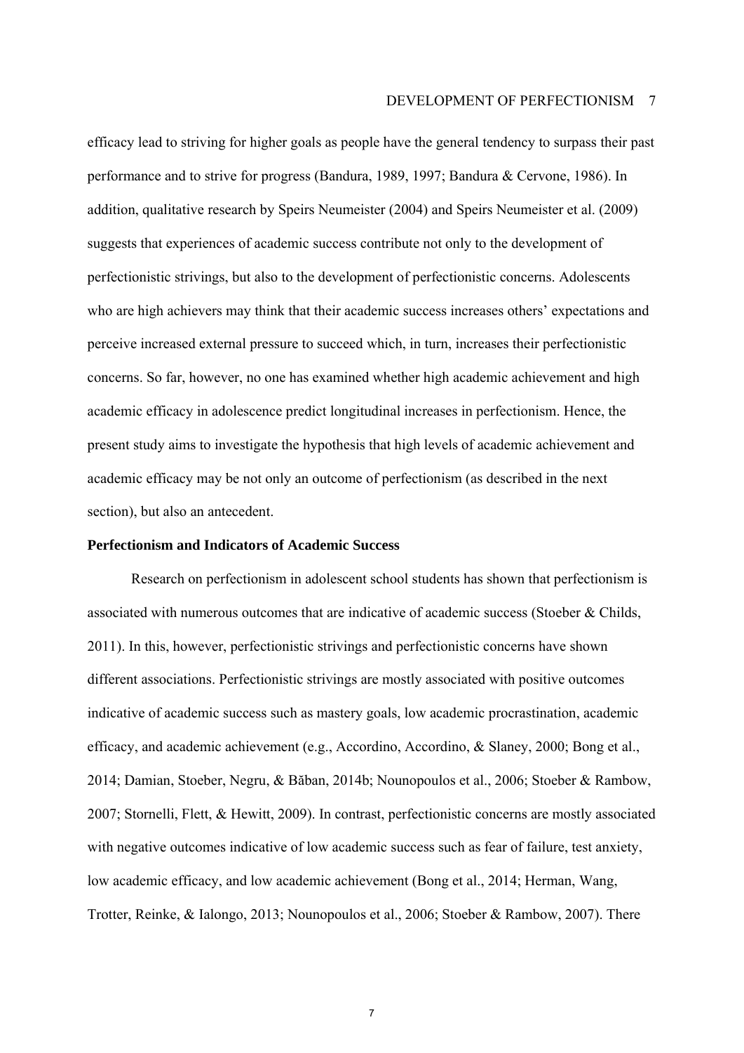efficacy lead to striving for higher goals as people have the general tendency to surpass their past performance and to strive for progress (Bandura, 1989, 1997; Bandura & Cervone, 1986). In addition, qualitative research by Speirs Neumeister (2004) and Speirs Neumeister et al. (2009) suggests that experiences of academic success contribute not only to the development of perfectionistic strivings, but also to the development of perfectionistic concerns. Adolescents who are high achievers may think that their academic success increases others' expectations and perceive increased external pressure to succeed which, in turn, increases their perfectionistic concerns. So far, however, no one has examined whether high academic achievement and high academic efficacy in adolescence predict longitudinal increases in perfectionism. Hence, the present study aims to investigate the hypothesis that high levels of academic achievement and academic efficacy may be not only an outcome of perfectionism (as described in the next section), but also an antecedent.

**Perfectionism and Indicators of Academic Success**

Research on perfectionism in adolescent school students has shown that perfectionism is associated with numerous outcomes that are indicative of academic success (Stoeber & Childs, 2011). In this, however, perfectionistic strivings and perfectionistic concerns have shown different associations. Perfectionistic strivings are mostly associated with positive outcomes indicative of academic success such as mastery goals, low academic procrastination, academic efficacy, and academic achievement (e.g., Accordino, Accordino, & Slaney, 2000; Bong et al., 2014; Damian, Stoeber, Negru, & Băban, 2014b; Nounopoulos et al., 2006; Stoeber & Rambow, 2007; Stornelli, Flett, & Hewitt, 2009). In contrast, perfectionistic concerns are mostly associated with negative outcomes indicative of low academic success such as fear of failure, test anxiety, low academic efficacy, and low academic achievement (Bong et al., 2014; Herman, Wang, Trotter, Reinke, & Ialongo, 2013; Nounopoulos et al., 2006; Stoeber & Rambow, 2007). There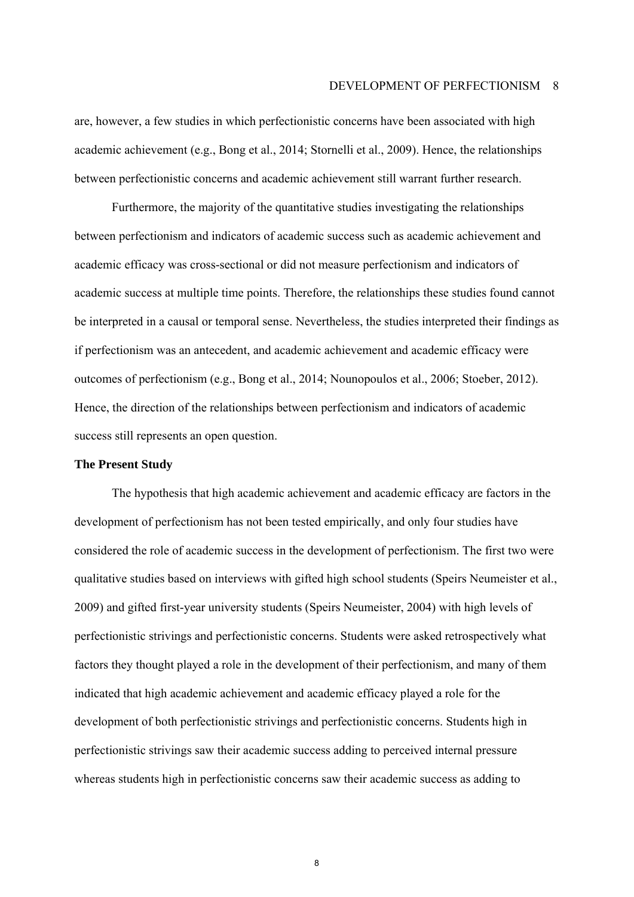are, however, a few studies in which perfectionistic concerns have been associated with high academic achievement (e.g., Bong et al., 2014; Stornelli et al., 2009). Hence, the relationships between perfectionistic concerns and academic achievement still warrant further research.

Furthermore, the majority of the quantitative studies investigating the relationships between perfectionism and indicators of academic success such as academic achievement and academic efficacy was cross-sectional or did not measure perfectionism and indicators of academic success at multiple time points. Therefore, the relationships these studies found cannot be interpreted in a causal or temporal sense. Nevertheless, the studies interpreted their findings as if perfectionism was an antecedent, and academic achievement and academic efficacy were outcomes of perfectionism (e.g., Bong et al., 2014; Nounopoulos et al., 2006; Stoeber, 2012). Hence, the direction of the relationships between perfectionism and indicators of academic success still represents an open question.

## The Present Study

The hypothesis that high academic achievement and academic efficacy are factors in the development of perfectionism has not been tested empirically, and only four studies have considered the role of academic success in the development of perfectionism. The first two were qualitative studies based on interviews with gifted high school students (Speirs Neumeister et al., 2009) and gifted first-year university students (Speirs Neumeister, 2004) with high levels of perfectionistic strivings and perfectionistic concerns. Students were asked retrospectively what factors they thought played a role in the development of their perfectionism, and many of them indicated that high academic achievement and academic efficacy played a role for the development of both perfectionistic strivings and perfectionistic concerns. Students high in perfectionistic strivings saw their academic success adding to perceived internal pressure whereas students high in perfectionistic concerns saw their academic success as adding to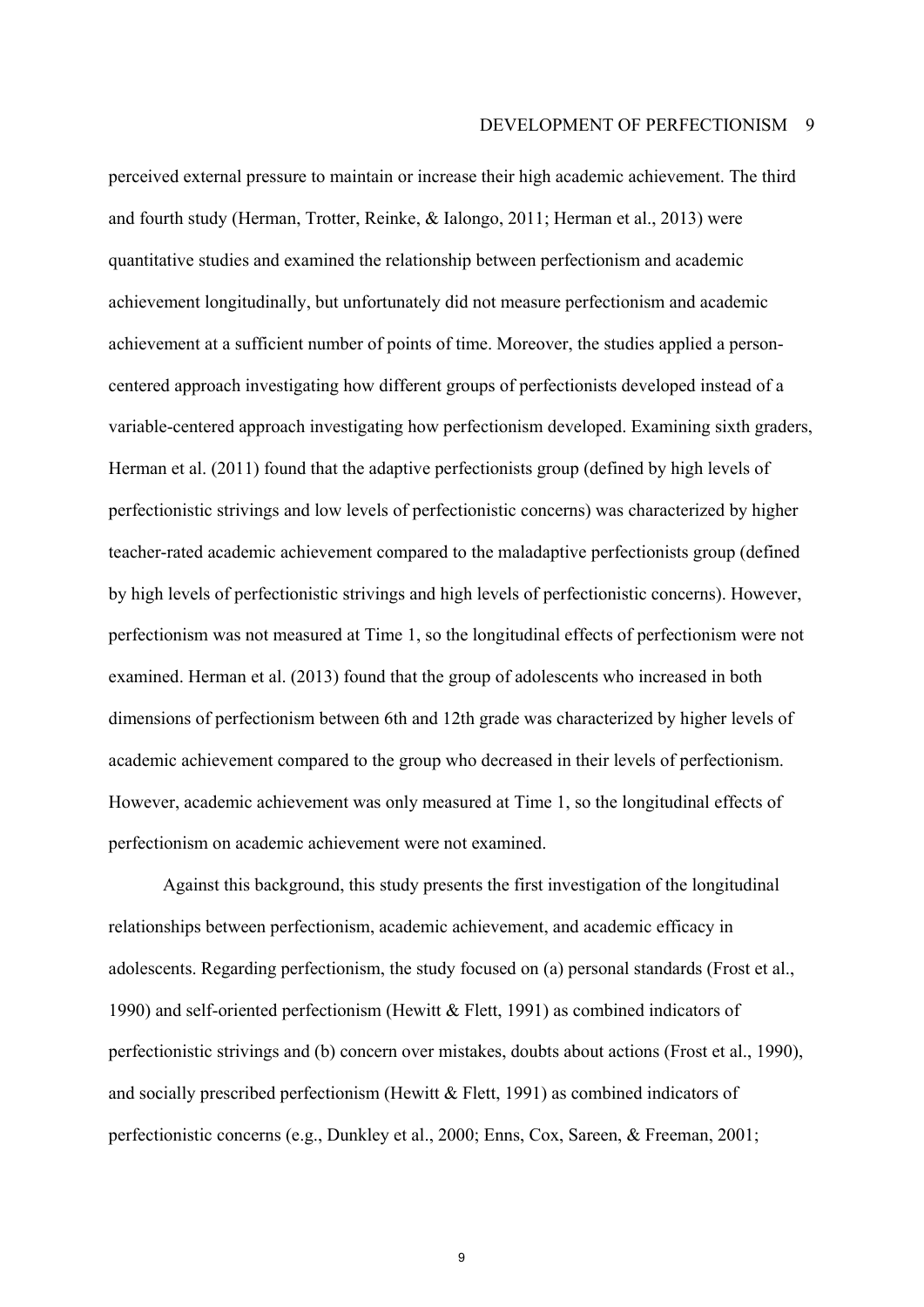perceived external pressure to maintain or increase their high academic achievement. The third and fourth study (Herman, Trotter, Reinke, & Ialongo, 2011; Herman et al., 2013) were quantitative studies and examined the relationship between perfectionism and academic achievement longitudinally, but unfortunately did not measure perfectionism and academic achievement at a sufficient number of points of time. Moreover, the studies applied a person-centered approach investigating how different groups of perfectionists developed instead of a variable-centered approach investigating how perfectionism developed. Examining sixth graders, Herman et al. (2011) found that the adaptive perfectionists group (defined by high levels of perfectionistic strivings and low levels of perfectionistic concerns) was characterized by higher teacher-rated academic achievement compared to the maladaptive perfectionists group (defined by high levels of perfectionistic strivings and high levels of perfectionistic concerns). However, perfectionism was not measured at Time 1, so the longitudinal effects of perfectionism were not examined. Herman et al. (2013) found that the group of adolescents who increased in both dimensions of perfectionism between 6th and 12th grade was characterized by higher levels of academic achievement compared to the group who decreased in their levels of perfectionism. However, academic achievement was only measured at Time 1, so the longitudinal effects of perfectionism on academic achievement were not examined.

Against this background, this study presents the first investigation of the longitudinal relationships between perfectionism, academic achievement, and academic efficacy in adolescents. Regarding perfectionism, the study focused on (a) personal standards (Frost et al., 1990) and self-oriented perfectionism (Hewitt & Flett, 1991) as combined indicators of perfectionistic strivings and (b) concern over mistakes, doubts about actions (Frost et al., 1990), and socially prescribed perfectionism (Hewitt & Flett, 1991) as combined indicators of perfectionistic concerns (e.g., Dunkley et al., 2000; Enns, Cox, Sareen, & Freeman, 2001;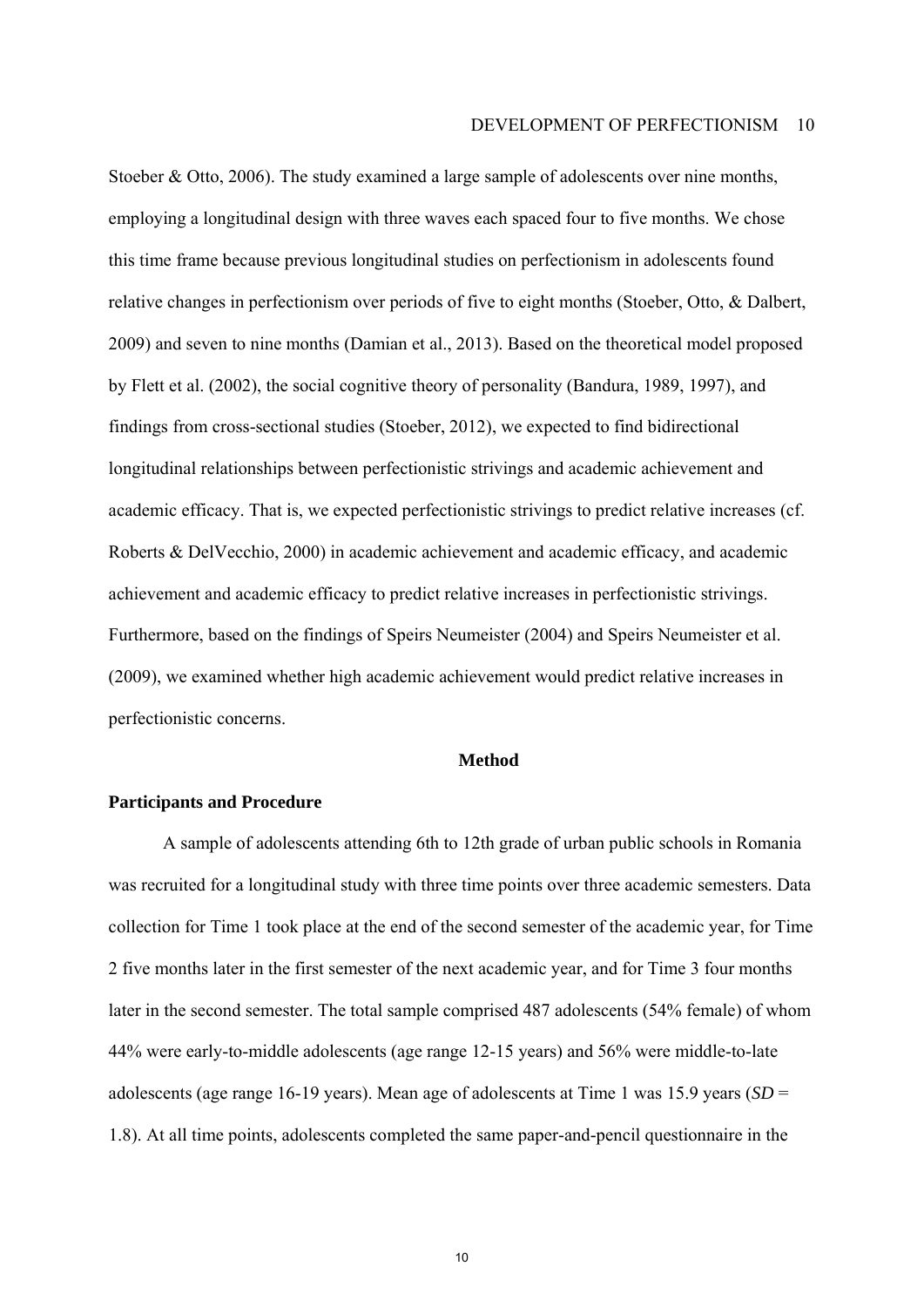Stoeber & Otto, 2006). The study examined a large sample of adolescents over nine months, employing a longitudinal design with three waves each spaced four to five months. We chose this time frame because previous longitudinal studies on perfectionism in adolescents found relative changes in perfectionism over periods of five to eight months (Stoeber, Otto, & Dalbert, 2009) and seven to nine months (Damian et al., 2013). Based on the theoretical model proposed by Flett et al. (2002), the social cognitive theory of personality (Bandura, 1989, 1997), and findings from cross-sectional studies (Stoeber, 2012), we expected to find bidirectional longitudinal relationships between perfectionistic strivings and academic achievement and academic efficacy. That is, we expected perfectionistic strivings to predict relative increases (cf. Roberts & DelVecchio, 2000) in academic achievement and academic efficacy, and academic achievement and academic efficacy to predict relative increases in perfectionistic strivings. Furthermore, based on the findings of Speirs Neumeister (2004) and Speirs Neumeister et al. (2009), we examined whether high academic achievement would predict relative increases in perfectionistic concerns.

## Method

### Participants and Procedure

A sample of adolescents attending 6th to 12th grade of urban public schools in Romania was recruited for a longitudinal study with three time points over three academic semesters. Data collection for Time 1 took place at the end of the second semester of the academic year, for Time 2 five months later in the first semester of the next academic year, and for Time 3 four months later in the second semester. The total sample comprised 487 adolescents (54% female) of whom 44% were early-to-middle adolescents (age range 12-15 years) and 56% were middle-to-late adolescents (age range 16-19 years). Mean age of adolescents at Time 1 was 15.9 years (*SD* = 1.8). At all time points, adolescents completed the same paper-and-pencil questionnaire in the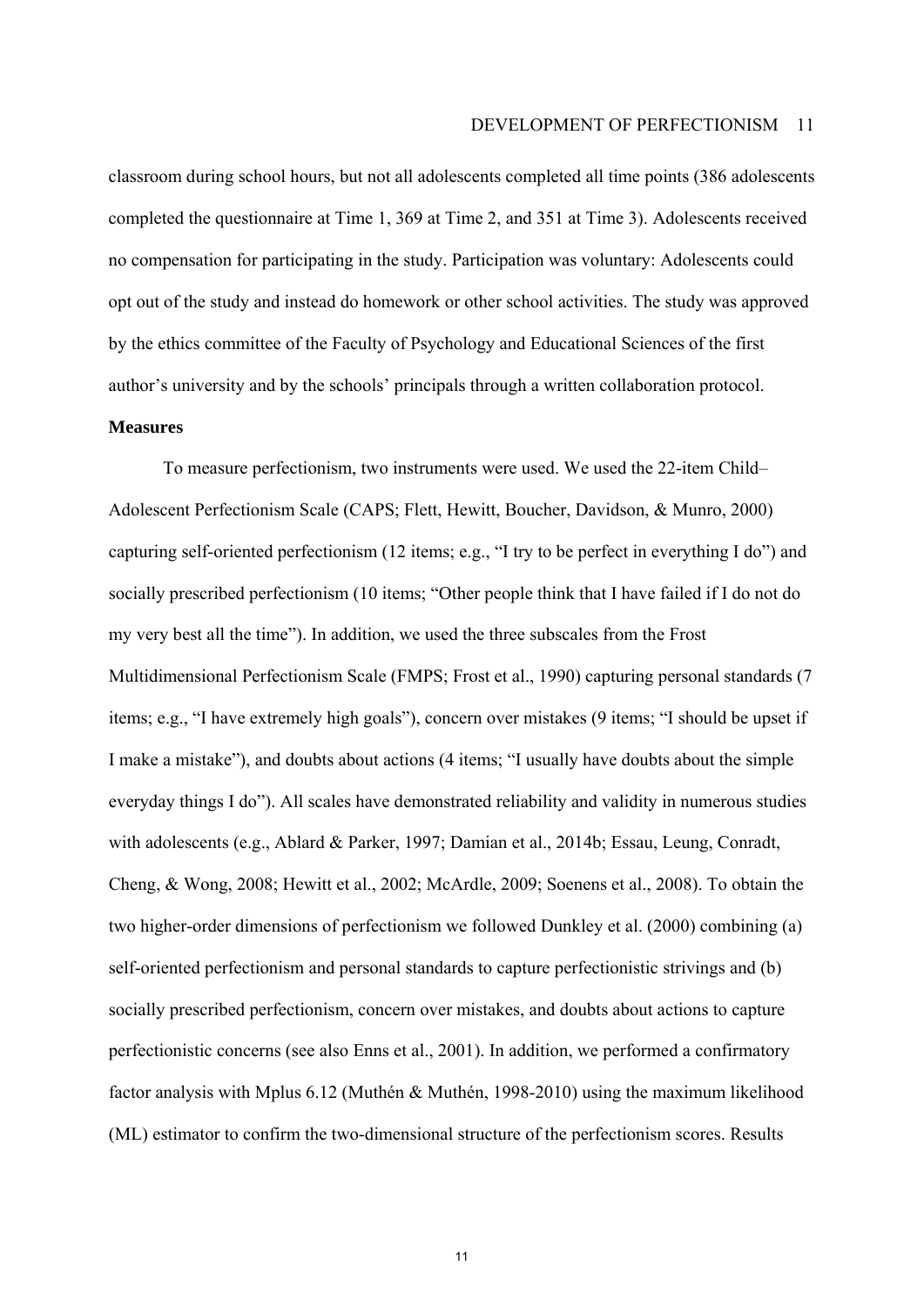classroom during school hours, but not all adolescents completed all time points (386 adolescents completed the questionnaire at Time 1, 369 at Time 2, and 351 at Time 3). Adolescents received no compensation for participating in the study. Participation was voluntary: Adolescents could opt out of the study and instead do homework or other school activities. The study was approved by the ethics committee of the Faculty of Psychology and Educational Sciences of the first author's university and by the schools' principals through a written collaboration protocol.

**Measures**

To measure perfectionism, two instruments were used. We used the 22-item Child–Adolescent Perfectionism Scale (CAPS; Flett, Hewitt, Boucher, Davidson, & Munro, 2000) capturing self-oriented perfectionism (12 items; e.g., "I try to be perfect in everything I do") and socially prescribed perfectionism (10 items; "Other people think that I have failed if I do not do my very best all the time"). In addition, we used the three subscales from the Frost Multidimensional Perfectionism Scale (FMPS; Frost et al., 1990) capturing personal standards (7 items; e.g., "I have extremely high goals"), concern over mistakes (9 items; "I should be upset if I make a mistake"), and doubts about actions (4 items; "I usually have doubts about the simple everyday things I do"). All scales have demonstrated reliability and validity in numerous studies with adolescents (e.g., Ablard & Parker, 1997; Damian et al., 2014b; Essau, Leung, Conradt, Cheng, & Wong, 2008; Hewitt et al., 2002; McArdle, 2009; Soenens et al., 2008). To obtain the two higher-order dimensions of perfectionism we followed Dunkley et al. (2000) combining (a) self-oriented perfectionism and personal standards to capture perfectionistic strivings and (b) socially prescribed perfectionism, concern over mistakes, and doubts about actions to capture perfectionistic concerns (see also Enns et al., 2001). In addition, we performed a confirmatory factor analysis with Mplus 6.12 (Muthén & Muthén, 1998-2010) using the maximum likelihood (ML) estimator to confirm the two-dimensional structure of the perfectionism scores. Results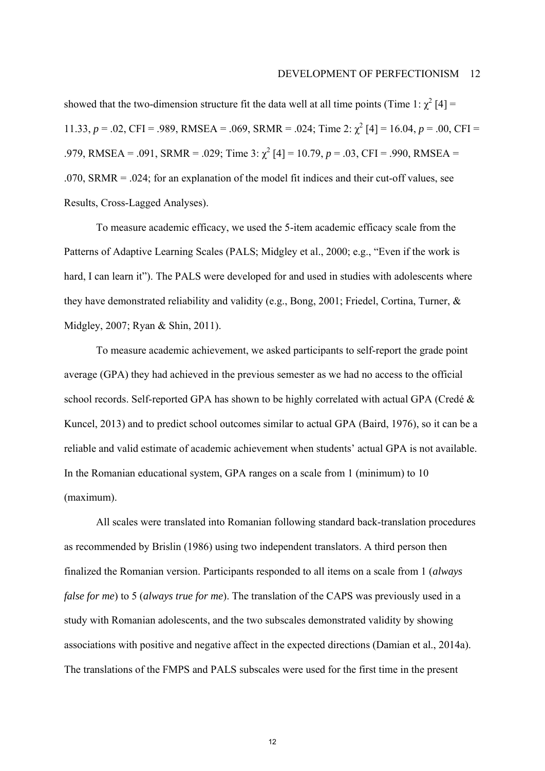showed that the two-dimension structure fit the data well at all time points (Time 1: $\chi^2$ [4] = 11.33, $p$ = .02, CFI = .989, RMSEA = .069, SRMR = .024; Time 2: $\chi^2$ [4] = 16.04, $p$ = .00, CFI = .979, RMSEA = .091, SRMR = .029; Time 3: $\chi^2$ [4] = 10.79, $p$ = .03, CFI = .990, RMSEA = .070, SRMR = .024; for an explanation of the model fit indices and their cut-off values, see Results, Cross-Lagged Analyses).

To measure academic efficacy, we used the 5-item academic efficacy scale from the Patterns of Adaptive Learning Scales (PALS; Midgley et al., 2000; e.g., "Even if the work is hard, I can learn it"). The PALS were developed for and used in studies with adolescents where they have demonstrated reliability and validity (e.g., Bong, 2001; Friedel, Cortina, Turner, & Midgley, 2007; Ryan & Shin, 2011).

To measure academic achievement, we asked participants to self-report the grade point average (GPA) they had achieved in the previous semester as we had no access to the official school records. Self-reported GPA has shown to be highly correlated with actual GPA (Credé & Kuncel, 2013) and to predict school outcomes similar to actual GPA (Baird, 1976), so it can be a reliable and valid estimate of academic achievement when students' actual GPA is not available. In the Romanian educational system, GPA ranges on a scale from 1 (minimum) to 10 (maximum).

All scales were translated into Romanian following standard back-translation procedures as recommended by Brislin (1986) using two independent translators. A third person then finalized the Romanian version. Participants responded to all items on a scale from 1 (*always false for me*) to 5 (*always true for me*). The translation of the CAPS was previously used in a study with Romanian adolescents, and the two subscales demonstrated validity by showing associations with positive and negative affect in the expected directions (Damian et al., 2014a). The translations of the FMPS and PALS subscales were used for the first time in the present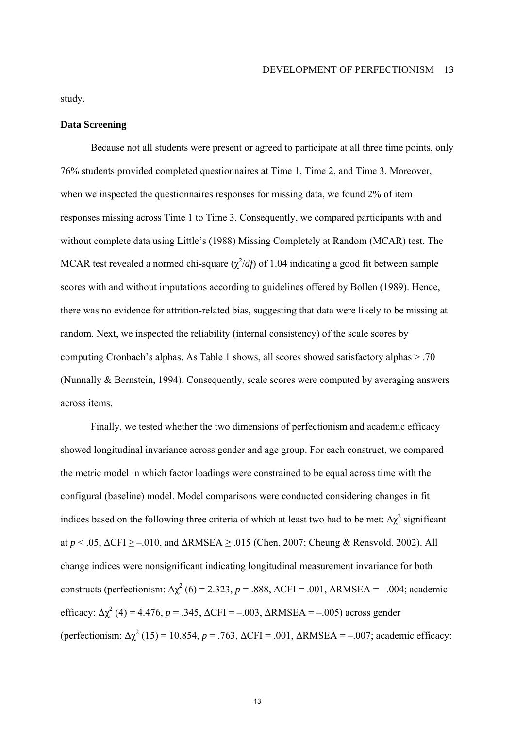study.

**Data Screening**

Because not all students were present or agreed to participate at all three time points, only 76% students provided completed questionnaires at Time 1, Time 2, and Time 3. Moreover, when we inspected the questionnaires responses for missing data, we found 2% of item responses missing across Time 1 to Time 3. Consequently, we compared participants with and without complete data using Little's (1988) Missing Completely at Random (MCAR) test. The MCAR test revealed a normed chi-square ($\chi^2/df$) of 1.04 indicating a good fit between sample scores with and without imputations according to guidelines offered by Bollen (1989). Hence, there was no evidence for attrition-related bias, suggesting that data were likely to be missing at random. Next, we inspected the reliability (internal consistency) of the scale scores by computing Cronbach's alphas. As Table 1 shows, all scores showed satisfactory alphas > .70 (Nunnally & Bernstein, 1994). Consequently, scale scores were computed by averaging answers across items.

Finally, we tested whether the two dimensions of perfectionism and academic efficacy showed longitudinal invariance across gender and age group. For each construct, we compared the metric model in which factor loadings were constrained to be equal across time with the configural (baseline) model. Model comparisons were conducted considering changes in fit indices based on the following three criteria of which at least two had to be met: $\Delta\chi^2$ significant at $p < .05$, $\Delta$CFI $\geq$ –.010, and $\Delta$RMSEA $\geq$ .015 (Chen, 2007; Cheung & Rensvold, 2002). All change indices were nonsignificant indicating longitudinal measurement invariance for both constructs (perfectionism: $\Delta\chi^2$ (6) = 2.323, $p$ = .888, $\Delta$CFI = .001, $\Delta$RMSEA = –.004; academic efficacy: $\Delta\chi^2$ (4) = 4.476, $p$ = .345, $\Delta$CFI = –.003, $\Delta$RMSEA = –.005) across gender (perfectionism: $\Delta\chi^2$ (15) = 10.854, $p$ = .763, $\Delta$CFI = .001, $\Delta$RMSEA = –.007; academic efficacy: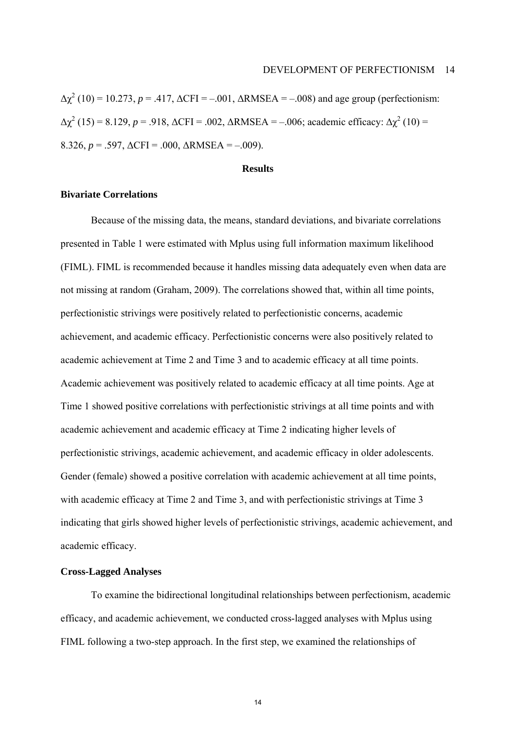$\Delta\chi^2$ (10) = 10.273, *p* = .417, ΔCFI = –.001, ΔRMSEA = –.008) and age group (perfectionism: $\Delta\chi^2$ (15) = 8.129, *p* = .918, ΔCFI = .002, ΔRMSEA = –.006; academic efficacy: $\Delta\chi^2$ (10) = 8.326, *p* = .597, ΔCFI = .000, ΔRMSEA = –.009).

## Results

### Bivariate Correlations

Because of the missing data, the means, standard deviations, and bivariate correlations presented in Table 1 were estimated with Mplus using full information maximum likelihood (FIML). FIML is recommended because it handles missing data adequately even when data are not missing at random (Graham, 2009). The correlations showed that, within all time points, perfectionistic strivings were positively related to perfectionistic concerns, academic achievement, and academic efficacy. Perfectionistic concerns were also positively related to academic achievement at Time 2 and Time 3 and to academic efficacy at all time points. Academic achievement was positively related to academic efficacy at all time points. Age at Time 1 showed positive correlations with perfectionistic strivings at all time points and with academic achievement and academic efficacy at Time 2 indicating higher levels of perfectionistic strivings, academic achievement, and academic efficacy in older adolescents. Gender (female) showed a positive correlation with academic achievement at all time points, with academic efficacy at Time 2 and Time 3, and with perfectionistic strivings at Time 3 indicating that girls showed higher levels of perfectionistic strivings, academic achievement, and academic efficacy.

### Cross-Lagged Analyses

To examine the bidirectional longitudinal relationships between perfectionism, academic efficacy, and academic achievement, we conducted cross-lagged analyses with Mplus using FIML following a two-step approach. In the first step, we examined the relationships of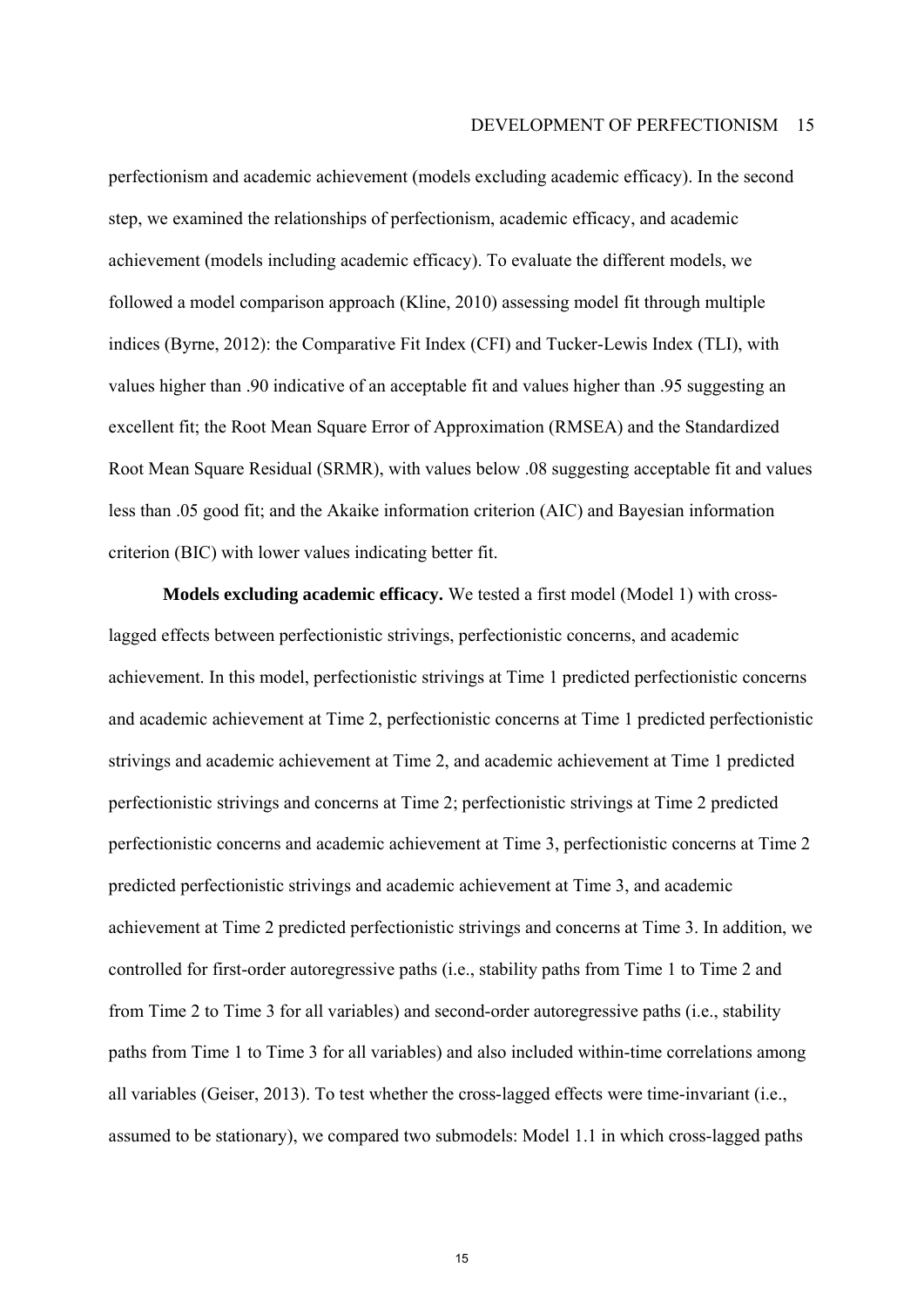perfectionism and academic achievement (models excluding academic efficacy). In the second step, we examined the relationships of perfectionism, academic efficacy, and academic achievement (models including academic efficacy). To evaluate the different models, we followed a model comparison approach (Kline, 2010) assessing model fit through multiple indices (Byrne, 2012): the Comparative Fit Index (CFI) and Tucker-Lewis Index (TLI), with values higher than .90 indicative of an acceptable fit and values higher than .95 suggesting an excellent fit; the Root Mean Square Error of Approximation (RMSEA) and the Standardized Root Mean Square Residual (SRMR), with values below .08 suggesting acceptable fit and values less than .05 good fit; and the Akaike information criterion (AIC) and Bayesian information criterion (BIC) with lower values indicating better fit.

**Models excluding academic efficacy.** We tested a first model (Model 1) with cross-lagged effects between perfectionistic strivings, perfectionistic concerns, and academic achievement. In this model, perfectionistic strivings at Time 1 predicted perfectionistic concerns and academic achievement at Time 2, perfectionistic concerns at Time 1 predicted perfectionistic strivings and academic achievement at Time 2, and academic achievement at Time 1 predicted perfectionistic strivings and concerns at Time 2; perfectionistic strivings at Time 2 predicted perfectionistic concerns and academic achievement at Time 3, perfectionistic concerns at Time 2 predicted perfectionistic strivings and academic achievement at Time 3, and academic achievement at Time 2 predicted perfectionistic strivings and concerns at Time 3. In addition, we controlled for first-order autoregressive paths (i.e., stability paths from Time 1 to Time 2 and from Time 2 to Time 3 for all variables) and second-order autoregressive paths (i.e., stability paths from Time 1 to Time 3 for all variables) and also included within-time correlations among all variables (Geiser, 2013). To test whether the cross-lagged effects were time-invariant (i.e., assumed to be stationary), we compared two submodels: Model 1.1 in which cross-lagged paths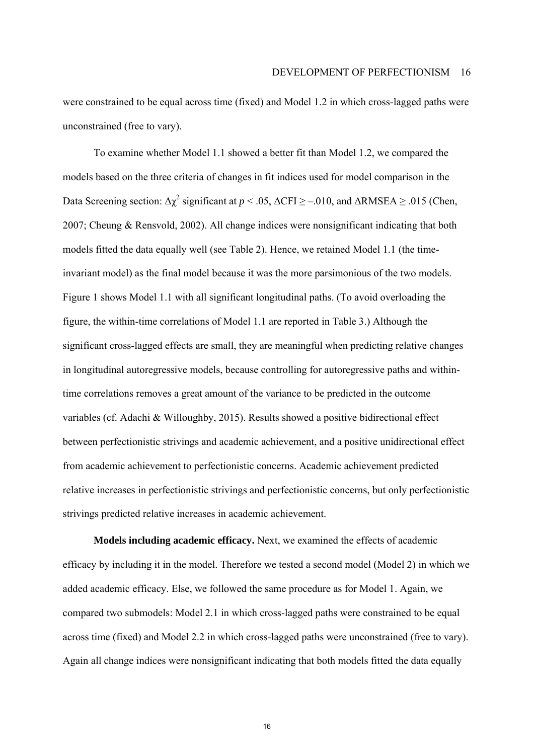were constrained to be equal across time (fixed) and Model 1.2 in which cross-lagged paths were unconstrained (free to vary).

To examine whether Model 1.1 showed a better fit than Model 1.2, we compared the models based on the three criteria of changes in fit indices used for model comparison in the Data Screening section: $\Delta\chi^2$ significant at $p < .05$, $\Delta$CFI $\geq -.010$, and $\Delta$RMSEA $\geq .015$ (Chen, 2007; Cheung & Rensvold, 2002). All change indices were nonsignificant indicating that both models fitted the data equally well (see Table 2). Hence, we retained Model 1.1 (the time-invariant model) as the final model because it was the more parsimonious of the two models. Figure 1 shows Model 1.1 with all significant longitudinal paths. (To avoid overloading the figure, the within-time correlations of Model 1.1 are reported in Table 3.) Although the significant cross-lagged effects are small, they are meaningful when predicting relative changes in longitudinal autoregressive models, because controlling for autoregressive paths and within-time correlations removes a great amount of the variance to be predicted in the outcome variables (cf. Adachi & Willoughby, 2015). Results showed a positive bidirectional effect between perfectionistic strivings and academic achievement, and a positive unidirectional effect from academic achievement to perfectionistic concerns. Academic achievement predicted relative increases in perfectionistic strivings and perfectionistic concerns, but only perfectionistic strivings predicted relative increases in academic achievement.

**Models including academic efficacy.** Next, we examined the effects of academic efficacy by including it in the model. Therefore we tested a second model (Model 2) in which we added academic efficacy. Else, we followed the same procedure as for Model 1. Again, we compared two submodels: Model 2.1 in which cross-lagged paths were constrained to be equal across time (fixed) and Model 2.2 in which cross-lagged paths were unconstrained (free to vary). Again all change indices were nonsignificant indicating that both models fitted the data equally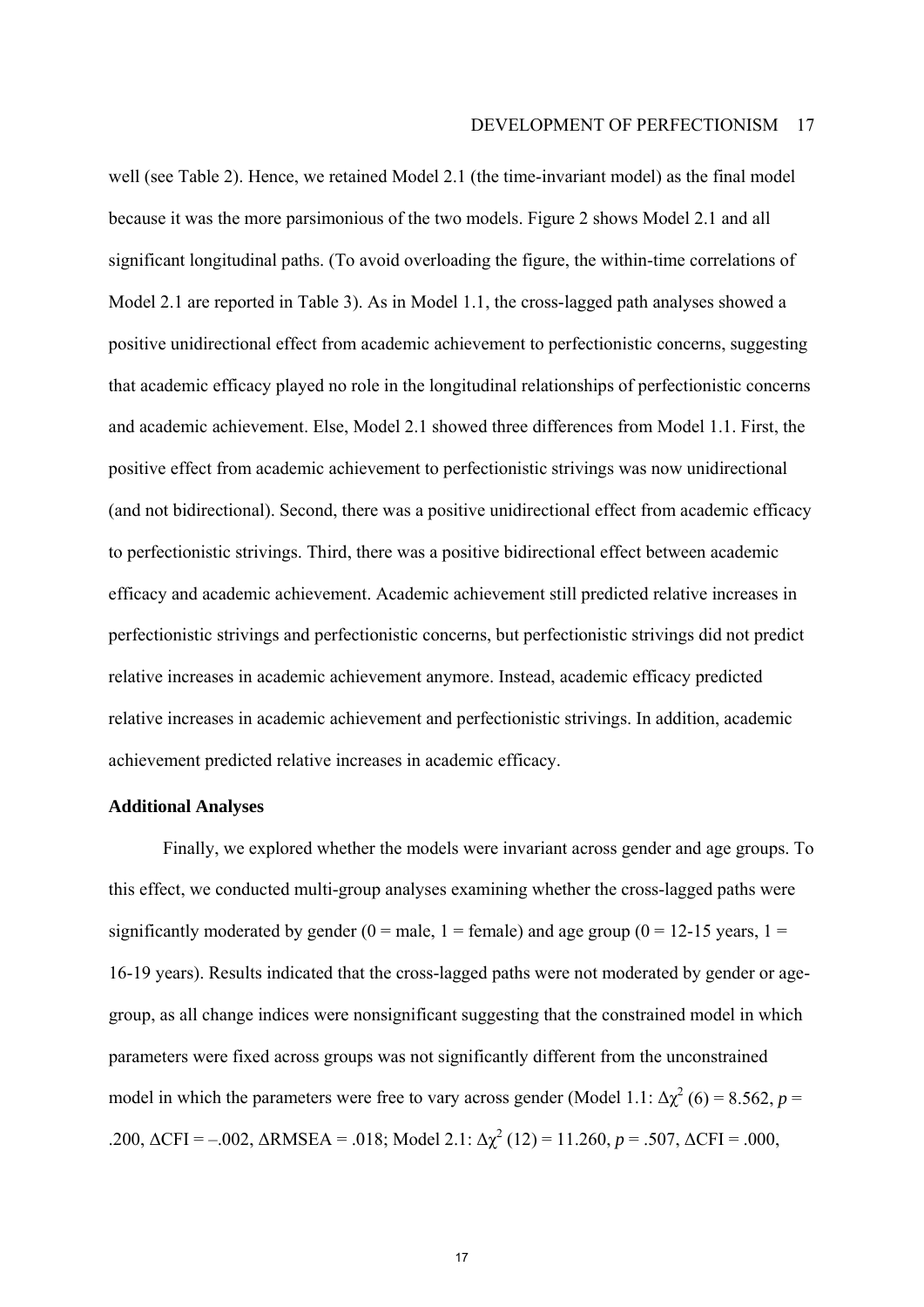well (see Table 2). Hence, we retained Model 2.1 (the time-invariant model) as the final model because it was the more parsimonious of the two models. Figure 2 shows Model 2.1 and all significant longitudinal paths. (To avoid overloading the figure, the within-time correlations of Model 2.1 are reported in Table 3). As in Model 1.1, the cross-lagged path analyses showed a positive unidirectional effect from academic achievement to perfectionistic concerns, suggesting that academic efficacy played no role in the longitudinal relationships of perfectionistic concerns and academic achievement. Else, Model 2.1 showed three differences from Model 1.1. First, the positive effect from academic achievement to perfectionistic strivings was now unidirectional (and not bidirectional). Second, there was a positive unidirectional effect from academic efficacy to perfectionistic strivings. Third, there was a positive bidirectional effect between academic efficacy and academic achievement. Academic achievement still predicted relative increases in perfectionistic strivings and perfectionistic concerns, but perfectionistic strivings did not predict relative increases in academic achievement anymore. Instead, academic efficacy predicted relative increases in academic achievement and perfectionistic strivings. In addition, academic achievement predicted relative increases in academic efficacy.

**Additional Analyses**

Finally, we explored whether the models were invariant across gender and age groups. To this effect, we conducted multi-group analyses examining whether the cross-lagged paths were significantly moderated by gender (0 = male, 1 = female) and age group (0 = 12-15 years, 1 = 16-19 years). Results indicated that the cross-lagged paths were not moderated by gender or age-group, as all change indices were nonsignificant suggesting that the constrained model in which parameters were fixed across groups was not significantly different from the unconstrained model in which the parameters were free to vary across gender (Model 1.1: $\Delta\chi^2$ (6) = 8.562, $p$ = .200, $\Delta$CFI = –.002, $\Delta$RMSEA = .018; Model 2.1: $\Delta\chi^2$ (12) = 11.260, $p$ = .507, $\Delta$CFI = .000,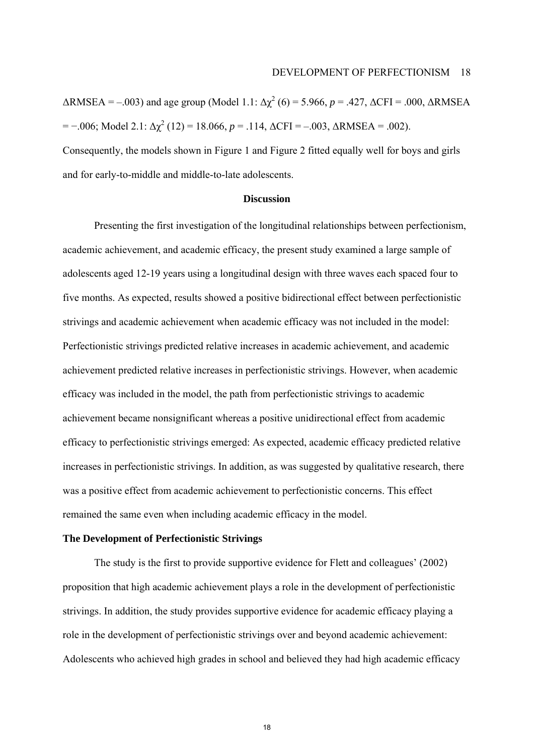$\Delta$RMSEA = –.003) and age group (Model 1.1: $\Delta\chi^2$ (6) = 5.966, $p$ = .427, $\Delta$CFI = .000, $\Delta$RMSEA = −.006; Model 2.1: $\Delta\chi^2$ (12) = 18.066, $p$ = .114, $\Delta$CFI = –.003, $\Delta$RMSEA = .002). Consequently, the models shown in Figure 1 and Figure 2 fitted equally well for boys and girls and for early-to-middle and middle-to-late adolescents.

## Discussion

Presenting the first investigation of the longitudinal relationships between perfectionism, academic achievement, and academic efficacy, the present study examined a large sample of adolescents aged 12-19 years using a longitudinal design with three waves each spaced four to five months. As expected, results showed a positive bidirectional effect between perfectionistic strivings and academic achievement when academic efficacy was not included in the model: Perfectionistic strivings predicted relative increases in academic achievement, and academic achievement predicted relative increases in perfectionistic strivings. However, when academic efficacy was included in the model, the path from perfectionistic strivings to academic achievement became nonsignificant whereas a positive unidirectional effect from academic efficacy to perfectionistic strivings emerged: As expected, academic efficacy predicted relative increases in perfectionistic strivings. In addition, as was suggested by qualitative research, there was a positive effect from academic achievement to perfectionistic concerns. This effect remained the same even when including academic efficacy in the model.

### The Development of Perfectionistic Strivings

The study is the first to provide supportive evidence for Flett and colleagues' (2002) proposition that high academic achievement plays a role in the development of perfectionistic strivings. In addition, the study provides supportive evidence for academic efficacy playing a role in the development of perfectionistic strivings over and beyond academic achievement: Adolescents who achieved high grades in school and believed they had high academic efficacy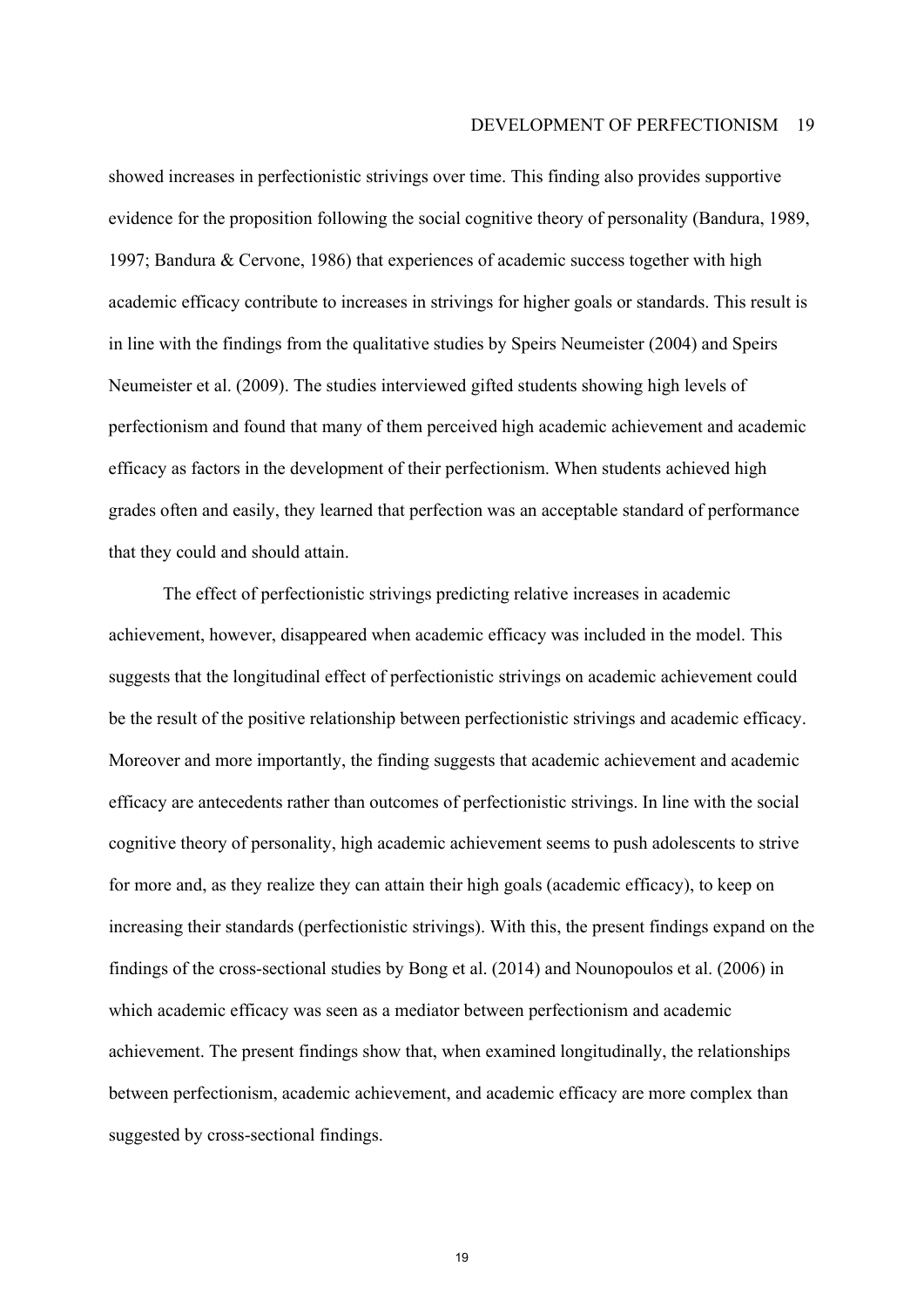showed increases in perfectionistic strivings over time. This finding also provides supportive evidence for the proposition following the social cognitive theory of personality (Bandura, 1989, 1997; Bandura & Cervone, 1986) that experiences of academic success together with high academic efficacy contribute to increases in strivings for higher goals or standards. This result is in line with the findings from the qualitative studies by Speirs Neumeister (2004) and Speirs Neumeister et al. (2009). The studies interviewed gifted students showing high levels of perfectionism and found that many of them perceived high academic achievement and academic efficacy as factors in the development of their perfectionism. When students achieved high grades often and easily, they learned that perfection was an acceptable standard of performance that they could and should attain.

The effect of perfectionistic strivings predicting relative increases in academic achievement, however, disappeared when academic efficacy was included in the model. This suggests that the longitudinal effect of perfectionistic strivings on academic achievement could be the result of the positive relationship between perfectionistic strivings and academic efficacy. Moreover and more importantly, the finding suggests that academic achievement and academic efficacy are antecedents rather than outcomes of perfectionistic strivings. In line with the social cognitive theory of personality, high academic achievement seems to push adolescents to strive for more and, as they realize they can attain their high goals (academic efficacy), to keep on increasing their standards (perfectionistic strivings). With this, the present findings expand on the findings of the cross-sectional studies by Bong et al. (2014) and Nounopoulos et al. (2006) in which academic efficacy was seen as a mediator between perfectionism and academic achievement. The present findings show that, when examined longitudinally, the relationships between perfectionism, academic achievement, and academic efficacy are more complex than suggested by cross-sectional findings.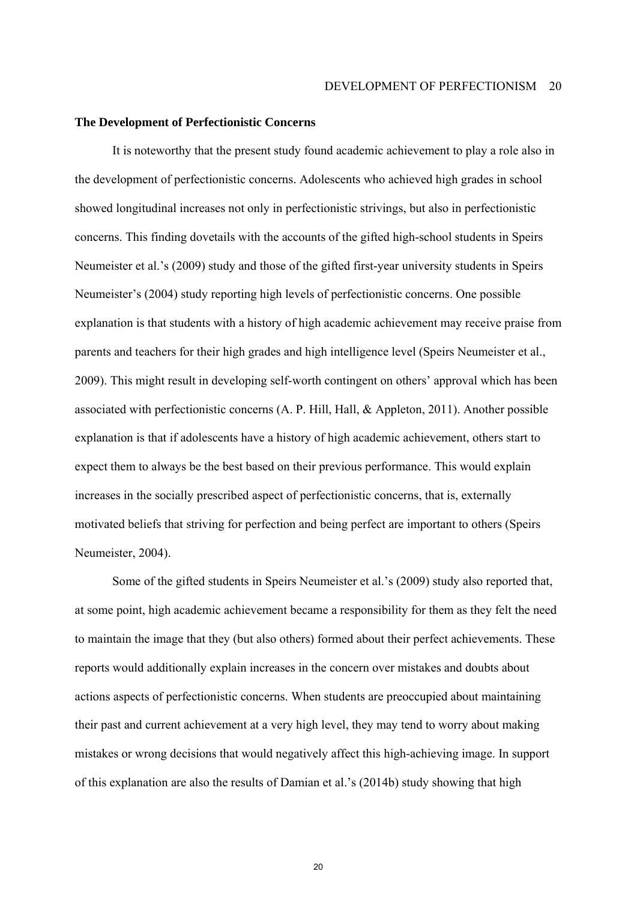**The Development of Perfectionistic Concerns**

It is noteworthy that the present study found academic achievement to play a role also in the development of perfectionistic concerns. Adolescents who achieved high grades in school showed longitudinal increases not only in perfectionistic strivings, but also in perfectionistic concerns. This finding dovetails with the accounts of the gifted high-school students in Speirs Neumeister et al.'s (2009) study and those of the gifted first-year university students in Speirs Neumeister's (2004) study reporting high levels of perfectionistic concerns. One possible explanation is that students with a history of high academic achievement may receive praise from parents and teachers for their high grades and high intelligence level (Speirs Neumeister et al., 2009). This might result in developing self-worth contingent on others' approval which has been associated with perfectionistic concerns (A. P. Hill, Hall, & Appleton, 2011). Another possible explanation is that if adolescents have a history of high academic achievement, others start to expect them to always be the best based on their previous performance. This would explain increases in the socially prescribed aspect of perfectionistic concerns, that is, externally motivated beliefs that striving for perfection and being perfect are important to others (Speirs Neumeister, 2004).

Some of the gifted students in Speirs Neumeister et al.'s (2009) study also reported that, at some point, high academic achievement became a responsibility for them as they felt the need to maintain the image that they (but also others) formed about their perfect achievements. These reports would additionally explain increases in the concern over mistakes and doubts about actions aspects of perfectionistic concerns. When students are preoccupied about maintaining their past and current achievement at a very high level, they may tend to worry about making mistakes or wrong decisions that would negatively affect this high-achieving image. In support of this explanation are also the results of Damian et al.'s (2014b) study showing that high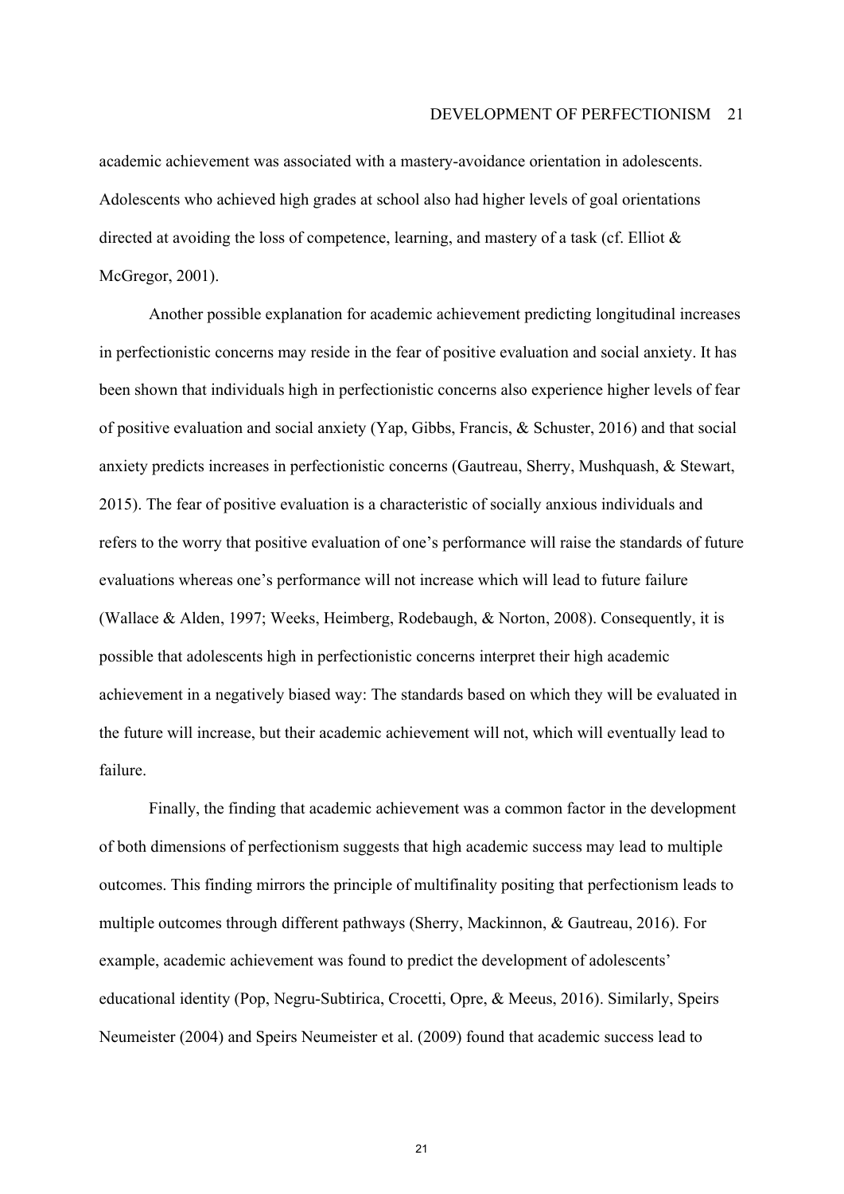academic achievement was associated with a mastery-avoidance orientation in adolescents. Adolescents who achieved high grades at school also had higher levels of goal orientations directed at avoiding the loss of competence, learning, and mastery of a task (cf. Elliot & McGregor, 2001).

Another possible explanation for academic achievement predicting longitudinal increases in perfectionistic concerns may reside in the fear of positive evaluation and social anxiety. It has been shown that individuals high in perfectionistic concerns also experience higher levels of fear of positive evaluation and social anxiety (Yap, Gibbs, Francis, & Schuster, 2016) and that social anxiety predicts increases in perfectionistic concerns (Gautreau, Sherry, Mushquash, & Stewart, 2015). The fear of positive evaluation is a characteristic of socially anxious individuals and refers to the worry that positive evaluation of one's performance will raise the standards of future evaluations whereas one's performance will not increase which will lead to future failure (Wallace & Alden, 1997; Weeks, Heimberg, Rodebaugh, & Norton, 2008). Consequently, it is possible that adolescents high in perfectionistic concerns interpret their high academic achievement in a negatively biased way: The standards based on which they will be evaluated in the future will increase, but their academic achievement will not, which will eventually lead to failure.

Finally, the finding that academic achievement was a common factor in the development of both dimensions of perfectionism suggests that high academic success may lead to multiple outcomes. This finding mirrors the principle of multifinality positing that perfectionism leads to multiple outcomes through different pathways (Sherry, Mackinnon, & Gautreau, 2016). For example, academic achievement was found to predict the development of adolescents' educational identity (Pop, Negru-Subtirica, Crocetti, Opre, & Meeus, 2016). Similarly, Speirs Neumeister (2004) and Speirs Neumeister et al. (2009) found that academic success lead to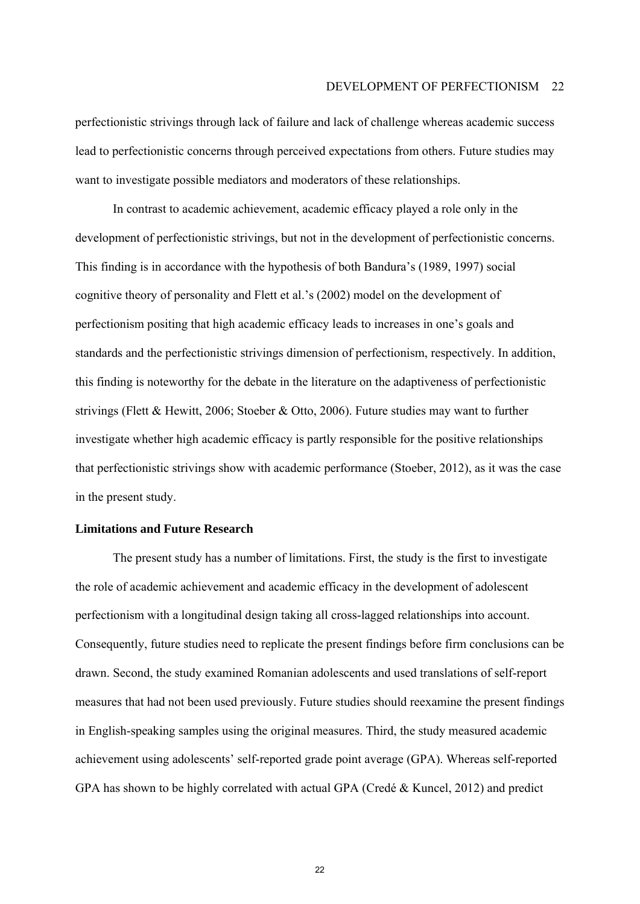perfectionistic strivings through lack of failure and lack of challenge whereas academic success lead to perfectionistic concerns through perceived expectations from others. Future studies may want to investigate possible mediators and moderators of these relationships.

In contrast to academic achievement, academic efficacy played a role only in the development of perfectionistic strivings, but not in the development of perfectionistic concerns. This finding is in accordance with the hypothesis of both Bandura's (1989, 1997) social cognitive theory of personality and Flett et al.'s (2002) model on the development of perfectionism positing that high academic efficacy leads to increases in one's goals and standards and the perfectionistic strivings dimension of perfectionism, respectively. In addition, this finding is noteworthy for the debate in the literature on the adaptiveness of perfectionistic strivings (Flett & Hewitt, 2006; Stoeber & Otto, 2006). Future studies may want to further investigate whether high academic efficacy is partly responsible for the positive relationships that perfectionistic strivings show with academic performance (Stoeber, 2012), as it was the case in the present study.

**Limitations and Future Research**

The present study has a number of limitations. First, the study is the first to investigate the role of academic achievement and academic efficacy in the development of adolescent perfectionism with a longitudinal design taking all cross-lagged relationships into account. Consequently, future studies need to replicate the present findings before firm conclusions can be drawn. Second, the study examined Romanian adolescents and used translations of self-report measures that had not been used previously. Future studies should reexamine the present findings in English-speaking samples using the original measures. Third, the study measured academic achievement using adolescents' self-reported grade point average (GPA). Whereas self-reported GPA has shown to be highly correlated with actual GPA (Credé & Kuncel, 2012) and predict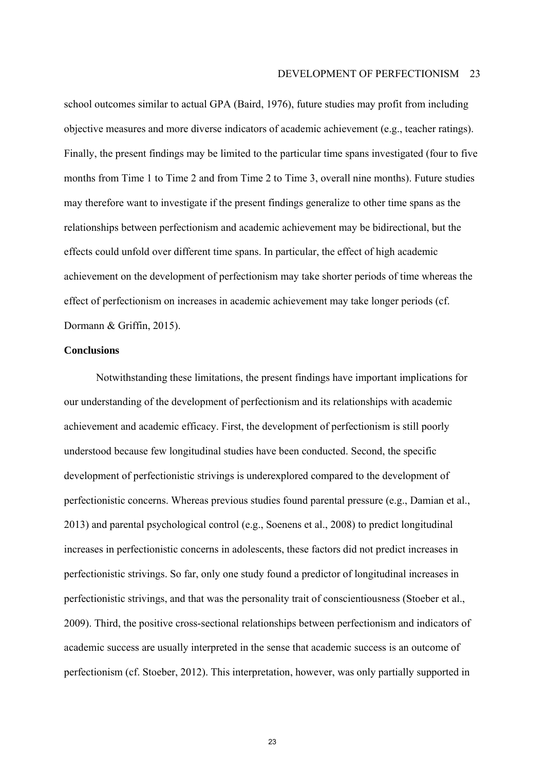school outcomes similar to actual GPA (Baird, 1976), future studies may profit from including objective measures and more diverse indicators of academic achievement (e.g., teacher ratings). Finally, the present findings may be limited to the particular time spans investigated (four to five months from Time 1 to Time 2 and from Time 2 to Time 3, overall nine months). Future studies may therefore want to investigate if the present findings generalize to other time spans as the relationships between perfectionism and academic achievement may be bidirectional, but the effects could unfold over different time spans. In particular, the effect of high academic achievement on the development of perfectionism may take shorter periods of time whereas the effect of perfectionism on increases in academic achievement may take longer periods (cf. Dormann & Griffin, 2015).

**Conclusions**

Notwithstanding these limitations, the present findings have important implications for our understanding of the development of perfectionism and its relationships with academic achievement and academic efficacy. First, the development of perfectionism is still poorly understood because few longitudinal studies have been conducted. Second, the specific development of perfectionistic strivings is underexplored compared to the development of perfectionistic concerns. Whereas previous studies found parental pressure (e.g., Damian et al., 2013) and parental psychological control (e.g., Soenens et al., 2008) to predict longitudinal increases in perfectionistic concerns in adolescents, these factors did not predict increases in perfectionistic strivings. So far, only one study found a predictor of longitudinal increases in perfectionistic strivings, and that was the personality trait of conscientiousness (Stoeber et al., 2009). Third, the positive cross-sectional relationships between perfectionism and indicators of academic success are usually interpreted in the sense that academic success is an outcome of perfectionism (cf. Stoeber, 2012). This interpretation, however, was only partially supported in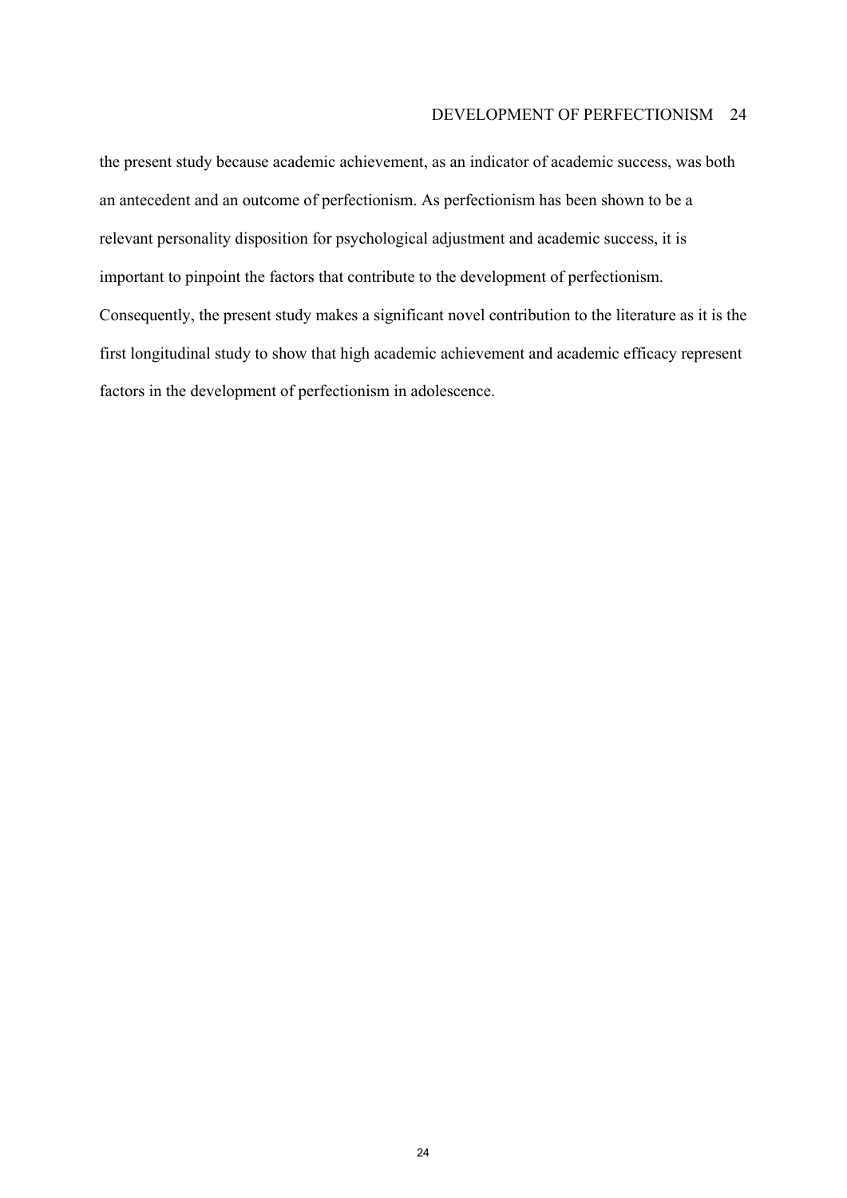the present study because academic achievement, as an indicator of academic success, was both an antecedent and an outcome of perfectionism. As perfectionism has been shown to be a relevant personality disposition for psychological adjustment and academic success, it is important to pinpoint the factors that contribute to the development of perfectionism. Consequently, the present study makes a significant novel contribution to the literature as it is the first longitudinal study to show that high academic achievement and academic efficacy represent factors in the development of perfectionism in adolescence.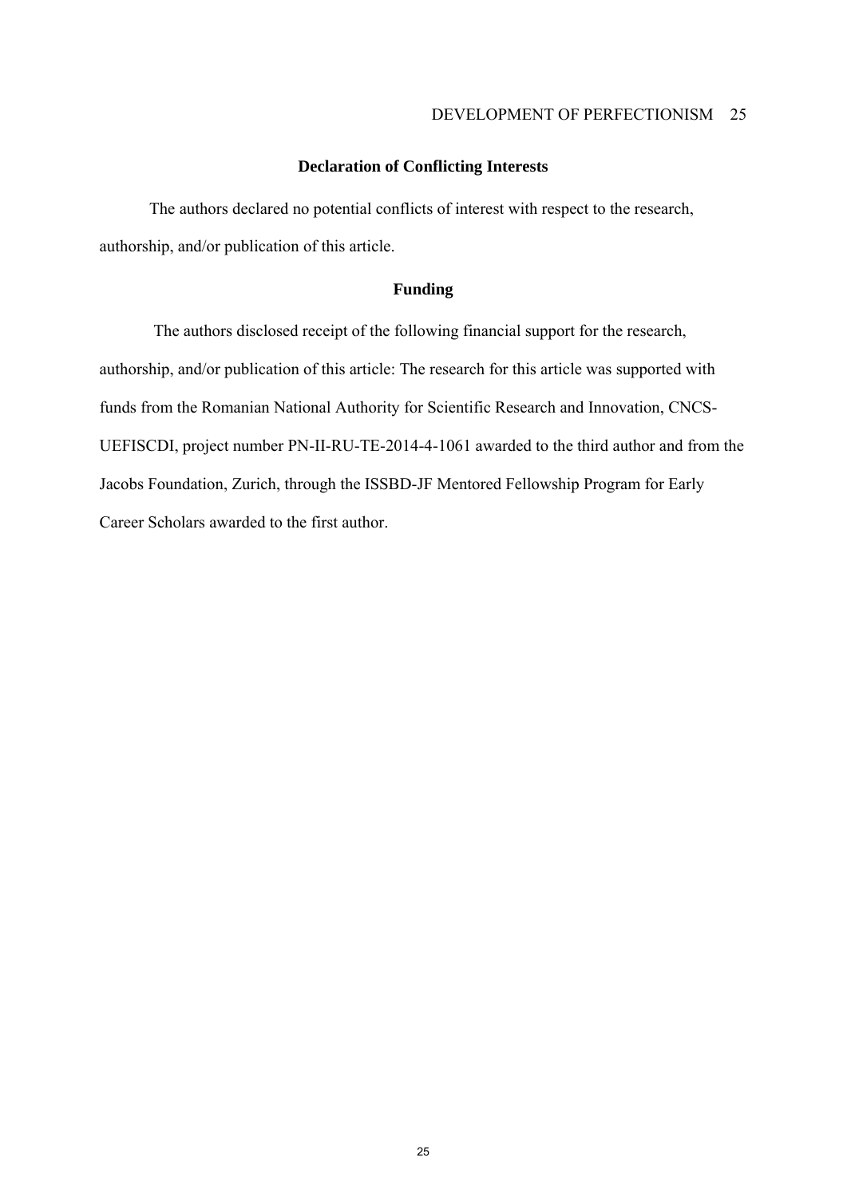## Declaration of Conflicting Interests

The authors declared no potential conflicts of interest with respect to the research, authorship, and/or publication of this article.

## Funding

The authors disclosed receipt of the following financial support for the research, authorship, and/or publication of this article: The research for this article was supported with funds from the Romanian National Authority for Scientific Research and Innovation, CNCS-UEFISCDI, project number PN-II-RU-TE-2014-4-1061 awarded to the third author and from the Jacobs Foundation, Zurich, through the ISSBD-JF Mentored Fellowship Program for Early Career Scholars awarded to the first author.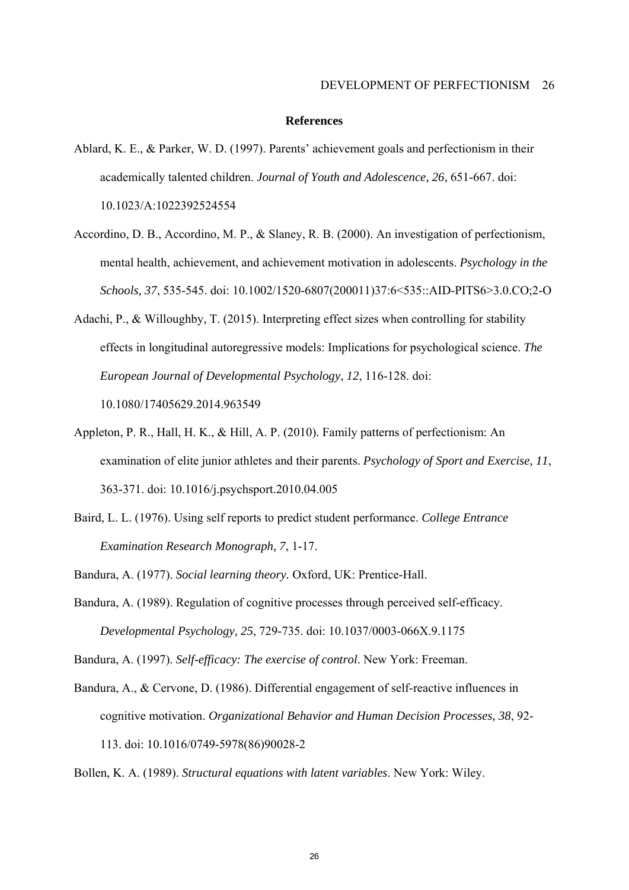## References

Ablard, K. E., & Parker, W. D. (1997). Parents' achievement goals and perfectionism in their academically talented children. *Journal of Youth and Adolescence, 26*, 651-667. doi: 10.1023/A:1022392524554

Accordino, D. B., Accordino, M. P., & Slaney, R. B. (2000). An investigation of perfectionism, mental health, achievement, and achievement motivation in adolescents. *Psychology in the Schools, 37*, 535-545. doi: 10.1002/1520-6807(200011)37:6<535::AID-PITS6>3.0.CO;2-O

Adachi, P., & Willoughby, T. (2015). Interpreting effect sizes when controlling for stability effects in longitudinal autoregressive models: Implications for psychological science. *The European Journal of Developmental Psychology*, *12*, 116-128. doi: 10.1080/17405629.2014.963549

Appleton, P. R., Hall, H. K., & Hill, A. P. (2010). Family patterns of perfectionism: An examination of elite junior athletes and their parents. *Psychology of Sport and Exercise, 11*, 363-371. doi: 10.1016/j.psychsport.2010.04.005

Baird, L. L. (1976). Using self reports to predict student performance. *College Entrance Examination Research Monograph, 7*, 1-17.

Bandura, A. (1977). *Social learning theory.* Oxford, UK: Prentice-Hall.

Bandura, A. (1989). Regulation of cognitive processes through perceived self-efficacy. *Developmental Psychology, 25*, 729-735. doi: 10.1037/0003-066X.9.1175

Bandura, A. (1997). *Self-efficacy: The exercise of control*. New York: Freeman.

Bandura, A., & Cervone, D. (1986). Differential engagement of self-reactive influences in cognitive motivation. *Organizational Behavior and Human Decision Processes, 38*, 92-113. doi: 10.1016/0749-5978(86)90028-2

Bollen, K. A. (1989). *Structural equations with latent variables*. New York: Wiley.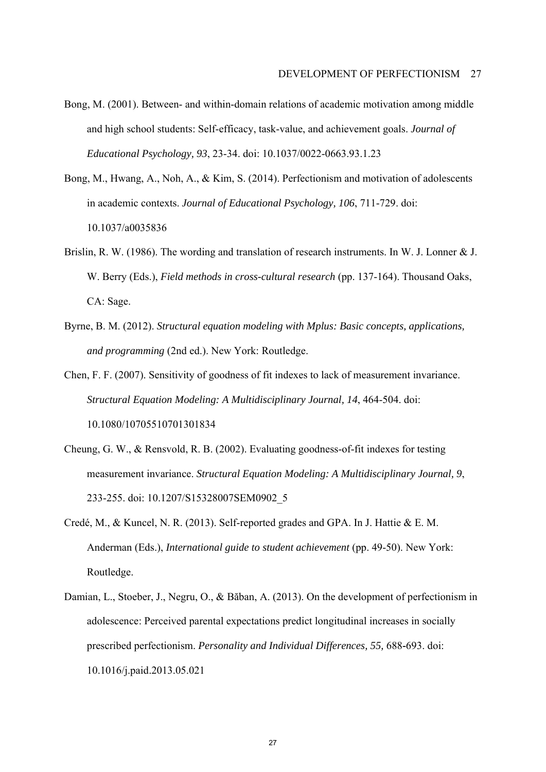Bong, M. (2001). Between- and within-domain relations of academic motivation among middle and high school students: Self-efficacy, task-value, and achievement goals. *Journal of Educational Psychology, 93*, 23-34. doi: 10.1037/0022-0663.93.1.23

Bong, M., Hwang, A., Noh, A., & Kim, S. (2014). Perfectionism and motivation of adolescents in academic contexts. *Journal of Educational Psychology, 106*, 711-729. doi: 10.1037/a0035836

Brislin, R. W. (1986). The wording and translation of research instruments. In W. J. Lonner & J. W. Berry (Eds.), *Field methods in cross-cultural research* (pp. 137-164). Thousand Oaks, CA: Sage.

Byrne, B. M. (2012). *Structural equation modeling with Mplus: Basic concepts, applications, and programming* (2nd ed.). New York: Routledge.

Chen, F. F. (2007). Sensitivity of goodness of fit indexes to lack of measurement invariance. *Structural Equation Modeling: A Multidisciplinary Journal, 14*, 464-504. doi: 10.1080/10705510701301834

Cheung, G. W., & Rensvold, R. B. (2002). Evaluating goodness-of-fit indexes for testing measurement invariance. *Structural Equation Modeling: A Multidisciplinary Journal, 9*, 233-255. doi: 10.1207/S15328007SEM0902_5

Credé, M., & Kuncel, N. R. (2013). Self-reported grades and GPA. In J. Hattie & E. M. Anderman (Eds.), *International guide to student achievement* (pp. 49-50). New York: Routledge.

Damian, L., Stoeber, J., Negru, O., & Băban, A. (2013). On the development of perfectionism in adolescence: Perceived parental expectations predict longitudinal increases in socially prescribed perfectionism. *Personality and Individual Differences, 55,* 688-693. doi: 10.1016/j.paid.2013.05.021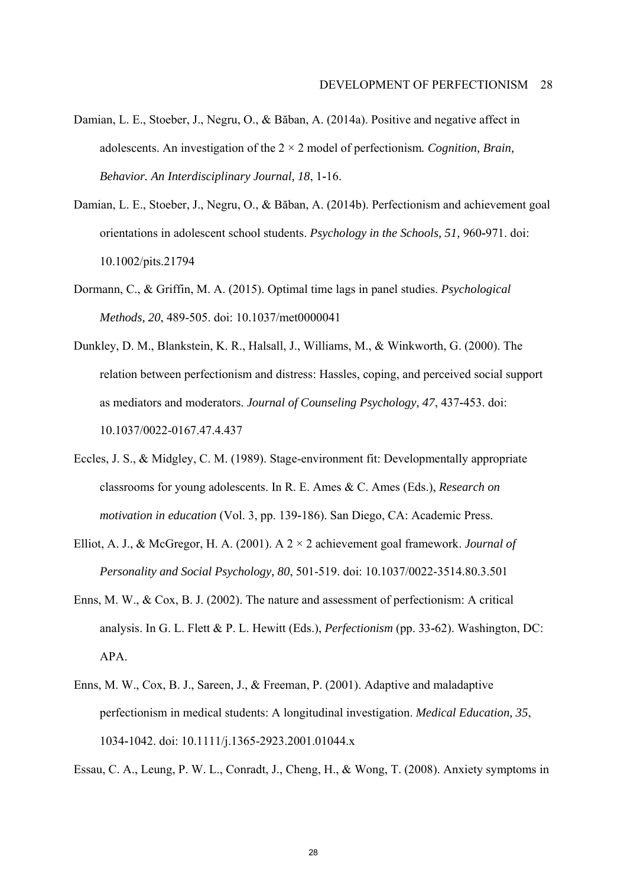Damian, L. E., Stoeber, J., Negru, O., & Băban, A. (2014a). Positive and negative affect in adolescents. An investigation of the 2 × 2 model of perfectionism. *Cognition, Brain, Behavior. An Interdisciplinary Journal, 18*, 1-16.

Damian, L. E., Stoeber, J., Negru, O., & Băban, A. (2014b). Perfectionism and achievement goal orientations in adolescent school students. *Psychology in the Schools, 51,* 960-971. doi: 10.1002/pits.21794

Dormann, C., & Griffin, M. A. (2015). Optimal time lags in panel studies. *Psychological Methods, 20*, 489-505. doi: 10.1037/met0000041

Dunkley, D. M., Blankstein, K. R., Halsall, J., Williams, M., & Winkworth, G. (2000). The relation between perfectionism and distress: Hassles, coping, and perceived social support as mediators and moderators. *Journal of Counseling Psychology, 47*, 437-453. doi: 10.1037/0022-0167.47.4.437

Eccles, J. S., & Midgley, C. M. (1989). Stage-environment fit: Developmentally appropriate classrooms for young adolescents. In R. E. Ames & C. Ames (Eds.), *Research on motivation in education* (Vol. 3, pp. 139-186). San Diego, CA: Academic Press.

Elliot, A. J., & McGregor, H. A. (2001). A 2 × 2 achievement goal framework. *Journal of Personality and Social Psychology, 80*, 501-519. doi: 10.1037/0022-3514.80.3.501

Enns, M. W., & Cox, B. J. (2002). The nature and assessment of perfectionism: A critical analysis. In G. L. Flett & P. L. Hewitt (Eds.), *Perfectionism* (pp. 33-62). Washington, DC: APA.

Enns, M. W., Cox, B. J., Sareen, J., & Freeman, P. (2001). Adaptive and maladaptive perfectionism in medical students: A longitudinal investigation. *Medical Education, 35*, 1034-1042. doi: 10.1111/j.1365-2923.2001.01044.x

Essau, C. A., Leung, P. W. L., Conradt, J., Cheng, H., & Wong, T. (2008). Anxiety symptoms in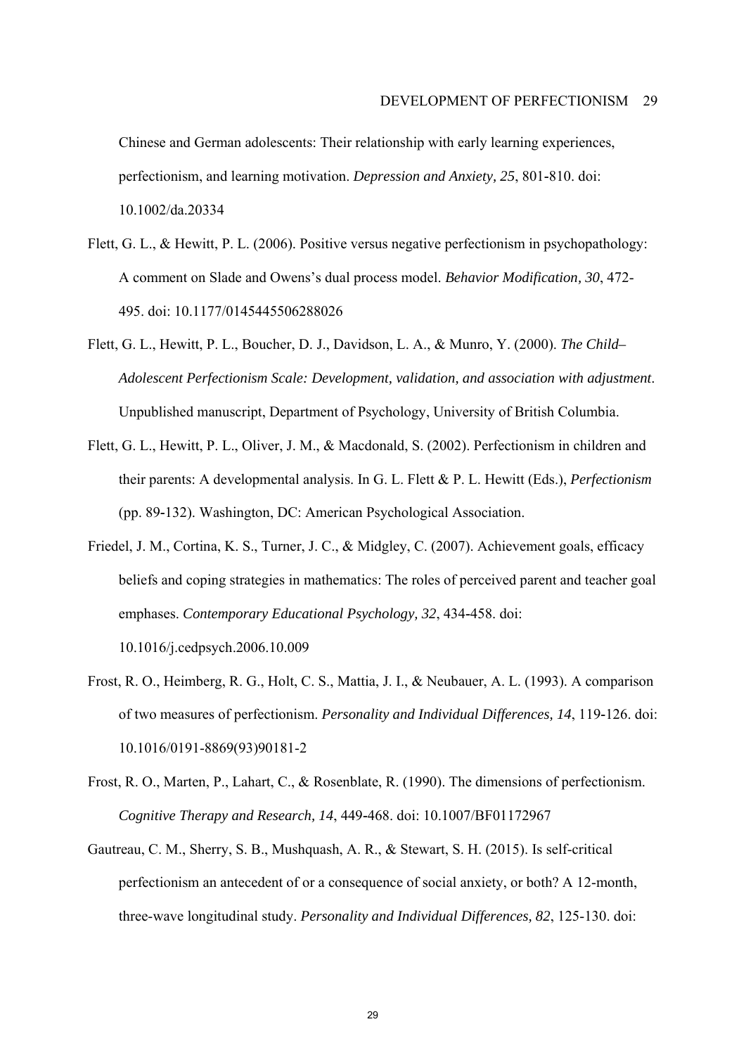Chinese and German adolescents: Their relationship with early learning experiences, perfectionism, and learning motivation. *Depression and Anxiety, 25*, 801-810. doi: 10.1002/da.20334

Flett, G. L., & Hewitt, P. L. (2006). Positive versus negative perfectionism in psychopathology: A comment on Slade and Owens's dual process model. *Behavior Modification, 30*, 472-495. doi: 10.1177/0145445506288026

Flett, G. L., Hewitt, P. L., Boucher, D. J., Davidson, L. A., & Munro, Y. (2000). *The Child–Adolescent Perfectionism Scale: Development, validation, and association with adjustment*. Unpublished manuscript, Department of Psychology, University of British Columbia.

Flett, G. L., Hewitt, P. L., Oliver, J. M., & Macdonald, S. (2002). Perfectionism in children and their parents: A developmental analysis. In G. L. Flett & P. L. Hewitt (Eds.), *Perfectionism* (pp. 89-132). Washington, DC: American Psychological Association.

Friedel, J. M., Cortina, K. S., Turner, J. C., & Midgley, C. (2007). Achievement goals, efficacy beliefs and coping strategies in mathematics: The roles of perceived parent and teacher goal emphases. *Contemporary Educational Psychology, 32*, 434-458. doi: 10.1016/j.cedpsych.2006.10.009

Frost, R. O., Heimberg, R. G., Holt, C. S., Mattia, J. I., & Neubauer, A. L. (1993). A comparison of two measures of perfectionism. *Personality and Individual Differences, 14*, 119-126. doi: 10.1016/0191-8869(93)90181-2

Frost, R. O., Marten, P., Lahart, C., & Rosenblate, R. (1990). The dimensions of perfectionism. *Cognitive Therapy and Research, 14*, 449-468. doi: 10.1007/BF01172967

Gautreau, C. M., Sherry, S. B., Mushquash, A. R., & Stewart, S. H. (2015). Is self-critical perfectionism an antecedent of or a consequence of social anxiety, or both? A 12-month, three-wave longitudinal study. *Personality and Individual Differences, 82*, 125-130. doi: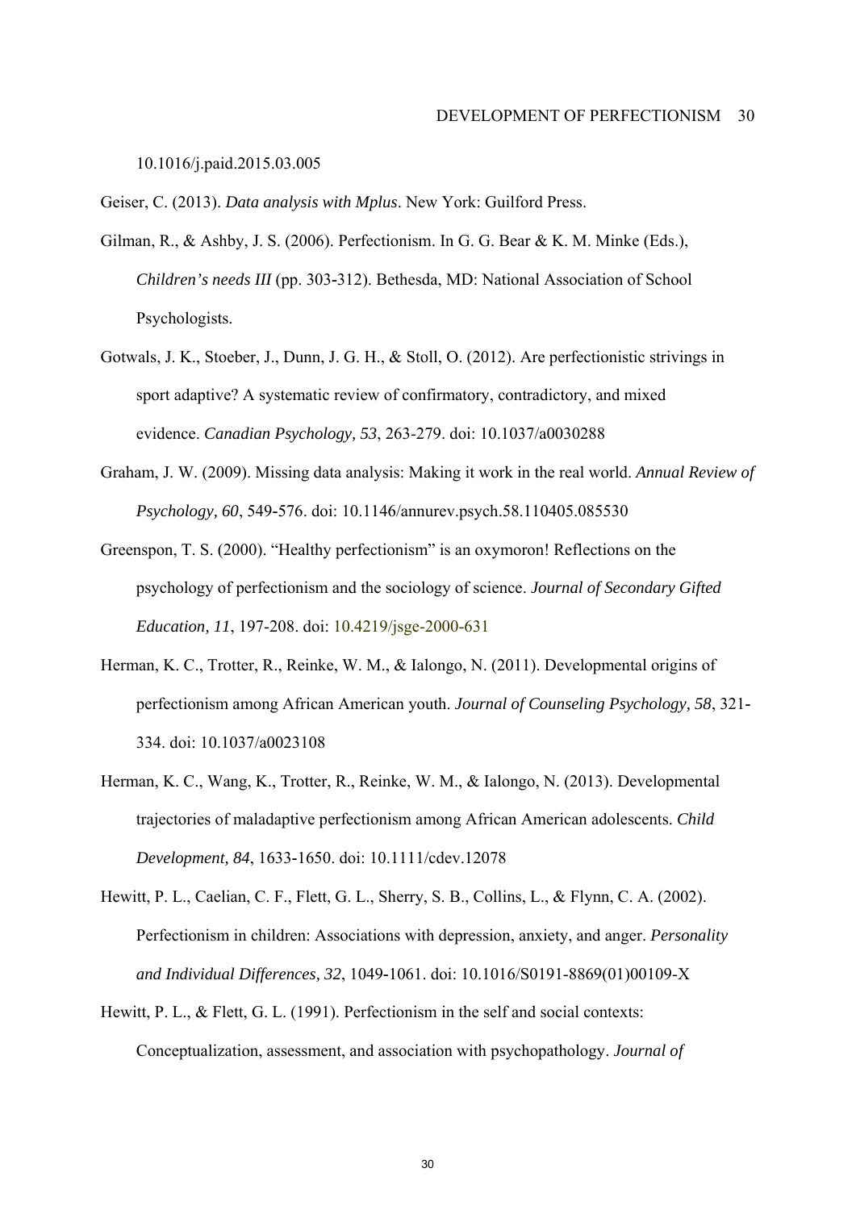10.1016/j.paid.2015.03.005

Geiser, C. (2013). *Data analysis with Mplus*. New York: Guilford Press.

Gilman, R., & Ashby, J. S. (2006). Perfectionism. In G. G. Bear & K. M. Minke (Eds.), *Children's needs III* (pp. 303-312). Bethesda, MD: National Association of School Psychologists.

Gotwals, J. K., Stoeber, J., Dunn, J. G. H., & Stoll, O. (2012). Are perfectionistic strivings in sport adaptive? A systematic review of confirmatory, contradictory, and mixed evidence. *Canadian Psychology, 53*, 263-279. doi: 10.1037/a0030288

Graham, J. W. (2009). Missing data analysis: Making it work in the real world. *Annual Review of Psychology, 60*, 549-576. doi: 10.1146/annurev.psych.58.110405.085530

Greenspon, T. S. (2000). "Healthy perfectionism" is an oxymoron! Reflections on the psychology of perfectionism and the sociology of science. *Journal of Secondary Gifted Education, 11*, 197-208. doi: 10.4219/jsge-2000-631

Herman, K. C., Trotter, R., Reinke, W. M., & Ialongo, N. (2011). Developmental origins of perfectionism among African American youth. *Journal of Counseling Psychology, 58*, 321-334. doi: 10.1037/a0023108

Herman, K. C., Wang, K., Trotter, R., Reinke, W. M., & Ialongo, N. (2013). Developmental trajectories of maladaptive perfectionism among African American adolescents. *Child Development, 84*, 1633-1650. doi: 10.1111/cdev.12078

Hewitt, P. L., Caelian, C. F., Flett, G. L., Sherry, S. B., Collins, L., & Flynn, C. A. (2002). Perfectionism in children: Associations with depression, anxiety, and anger. *Personality and Individual Differences, 32*, 1049-1061. doi: 10.1016/S0191-8869(01)00109-X

Hewitt, P. L., & Flett, G. L. (1991). Perfectionism in the self and social contexts: Conceptualization, assessment, and association with psychopathology. *Journal of*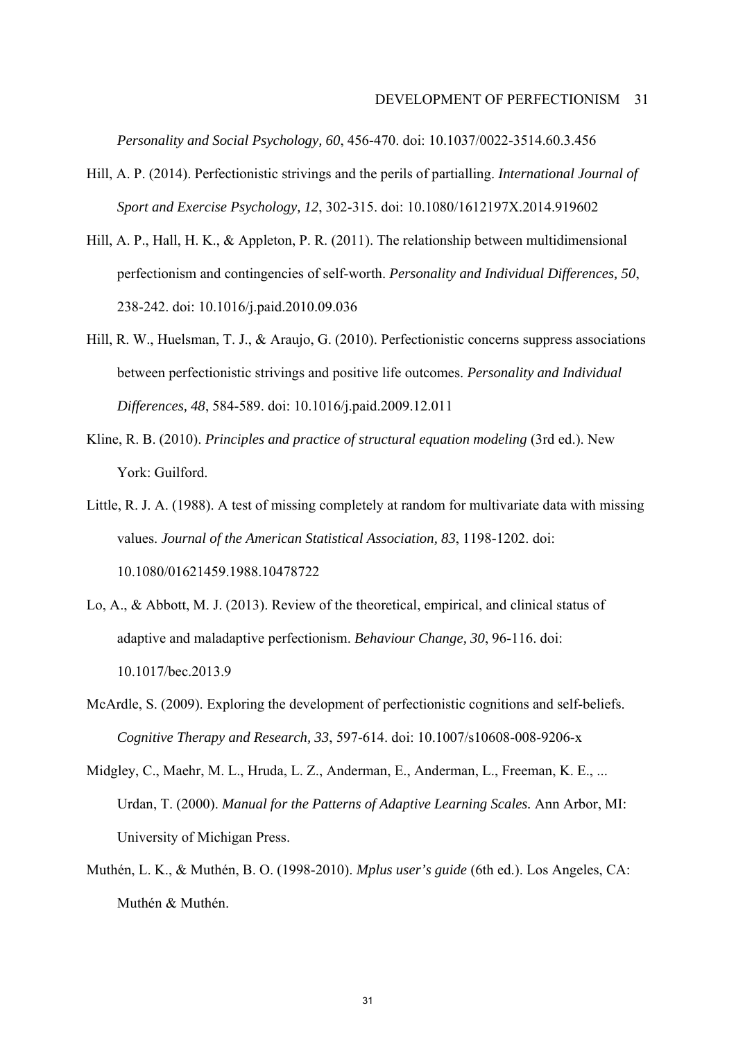*Personality and Social Psychology, 60*, 456-470. doi: 10.1037/0022-3514.60.3.456

Hill, A. P. (2014). Perfectionistic strivings and the perils of partialling. *International Journal of Sport and Exercise Psychology, 12*, 302-315. doi: 10.1080/1612197X.2014.919602

Hill, A. P., Hall, H. K., & Appleton, P. R. (2011). The relationship between multidimensional perfectionism and contingencies of self-worth. *Personality and Individual Differences, 50*, 238-242. doi: 10.1016/j.paid.2010.09.036

Hill, R. W., Huelsman, T. J., & Araujo, G. (2010). Perfectionistic concerns suppress associations between perfectionistic strivings and positive life outcomes. *Personality and Individual Differences, 48*, 584-589. doi: 10.1016/j.paid.2009.12.011

Kline, R. B. (2010). *Principles and practice of structural equation modeling* (3rd ed.). New York: Guilford.

Little, R. J. A. (1988). A test of missing completely at random for multivariate data with missing values. *Journal of the American Statistical Association, 83*, 1198-1202. doi: 10.1080/01621459.1988.10478722

Lo, A., & Abbott, M. J. (2013). Review of the theoretical, empirical, and clinical status of adaptive and maladaptive perfectionism. *Behaviour Change, 30*, 96-116. doi: 10.1017/bec.2013.9

McArdle, S. (2009). Exploring the development of perfectionistic cognitions and self-beliefs. *Cognitive Therapy and Research, 33*, 597-614. doi: 10.1007/s10608-008-9206-x

Midgley, C., Maehr, M. L., Hruda, L. Z., Anderman, E., Anderman, L., Freeman, K. E., ... Urdan, T. (2000). *Manual for the Patterns of Adaptive Learning Scales.* Ann Arbor, MI: University of Michigan Press.

Muthén, L. K., & Muthén, B. O. (1998-2010). *Mplus user's guide* (6th ed.). Los Angeles, CA: Muthén & Muthén.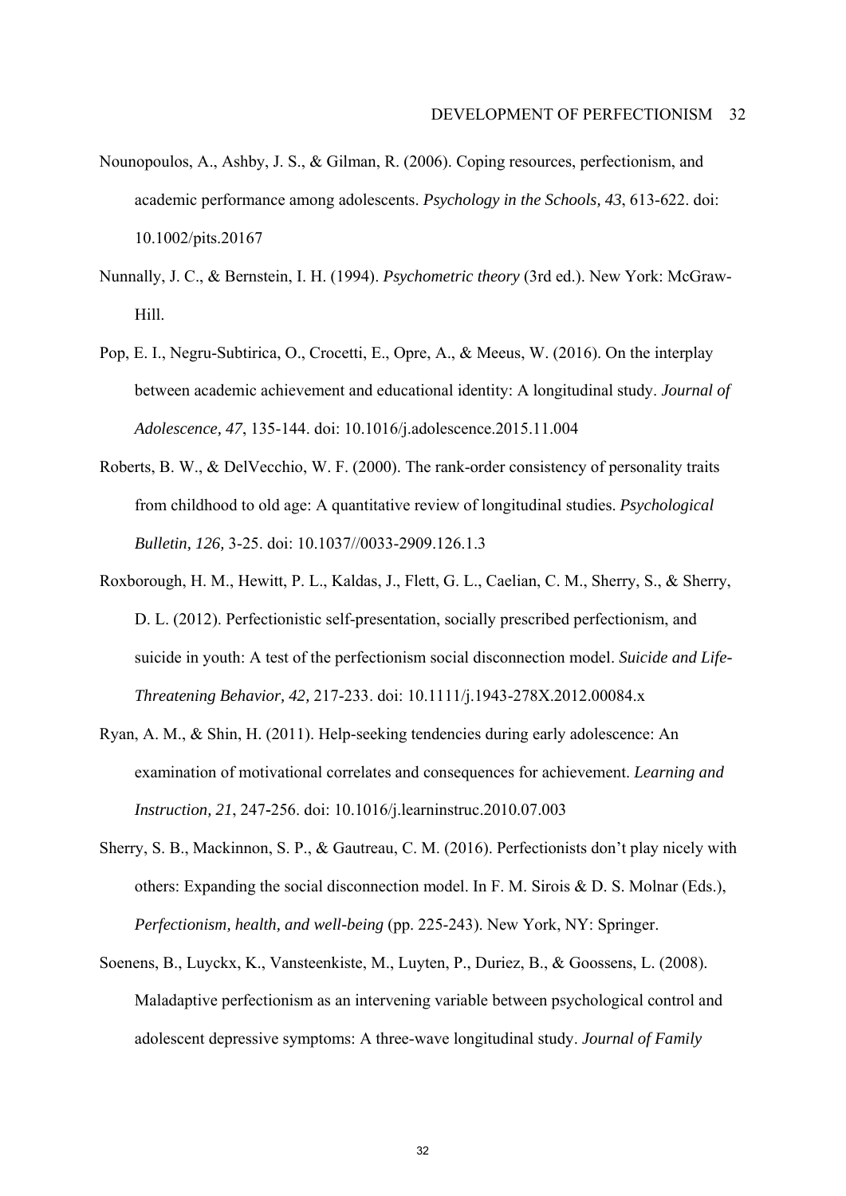Nounopoulos, A., Ashby, J. S., & Gilman, R. (2006). Coping resources, perfectionism, and academic performance among adolescents. *Psychology in the Schools, 43*, 613-622. doi: 10.1002/pits.20167

Nunnally, J. C., & Bernstein, I. H. (1994). *Psychometric theory* (3rd ed.). New York: McGraw-Hill.

Pop, E. I., Negru-Subtirica, O., Crocetti, E., Opre, A., & Meeus, W. (2016). On the interplay between academic achievement and educational identity: A longitudinal study. *Journal of Adolescence, 47*, 135-144. doi: 10.1016/j.adolescence.2015.11.004

Roberts, B. W., & DelVecchio, W. F. (2000). The rank-order consistency of personality traits from childhood to old age: A quantitative review of longitudinal studies. *Psychological Bulletin, 126,* 3-25. doi: 10.1037//0033-2909.126.1.3

Roxborough, H. M., Hewitt, P. L., Kaldas, J., Flett, G. L., Caelian, C. M., Sherry, S., & Sherry, D. L. (2012). Perfectionistic self-presentation, socially prescribed perfectionism, and suicide in youth: A test of the perfectionism social disconnection model. *Suicide and Life-Threatening Behavior, 42,* 217-233. doi: 10.1111/j.1943-278X.2012.00084.x

Ryan, A. M., & Shin, H. (2011). Help-seeking tendencies during early adolescence: An examination of motivational correlates and consequences for achievement. *Learning and Instruction, 21*, 247-256. doi: 10.1016/j.learninstruc.2010.07.003

Sherry, S. B., Mackinnon, S. P., & Gautreau, C. M. (2016). Perfectionists don't play nicely with others: Expanding the social disconnection model. In F. M. Sirois & D. S. Molnar (Eds.), *Perfectionism, health, and well-being* (pp. 225-243). New York, NY: Springer.

Soenens, B., Luyckx, K., Vansteenkiste, M., Luyten, P., Duriez, B., & Goossens, L. (2008). Maladaptive perfectionism as an intervening variable between psychological control and adolescent depressive symptoms: A three-wave longitudinal study. *Journal of Family*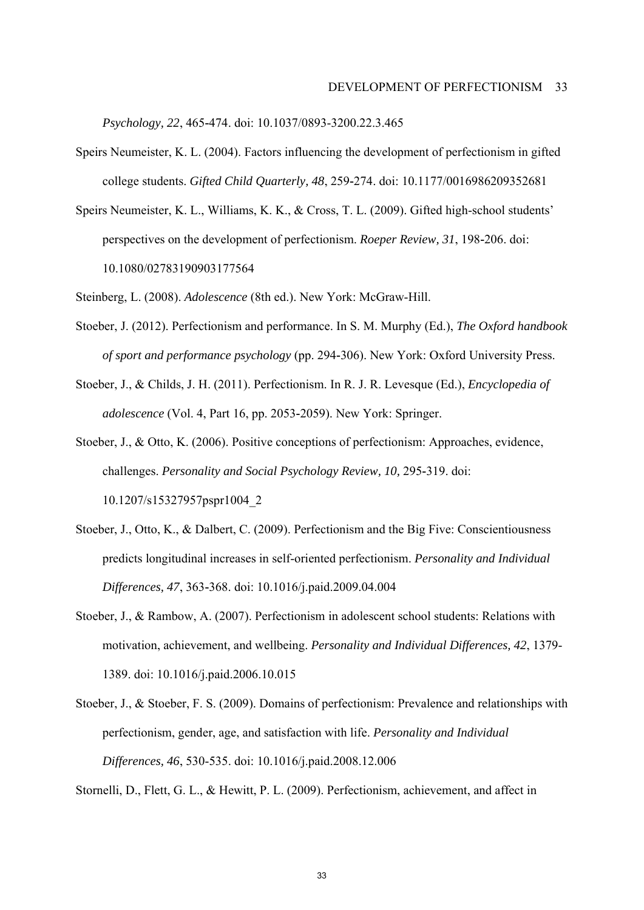*Psychology, 22*, 465-474. doi: 10.1037/0893-3200.22.3.465

Speirs Neumeister, K. L. (2004). Factors influencing the development of perfectionism in gifted college students. *Gifted Child Quarterly, 48*, 259-274. doi: 10.1177/0016986209352681

Speirs Neumeister, K. L., Williams, K. K., & Cross, T. L. (2009). Gifted high-school students' perspectives on the development of perfectionism. *Roeper Review, 31*, 198-206. doi: 10.1080/02783190903177564

Steinberg, L. (2008). *Adolescence* (8th ed.). New York: McGraw-Hill.

Stoeber, J. (2012). Perfectionism and performance. In S. M. Murphy (Ed.), *The Oxford handbook of sport and performance psychology* (pp. 294-306). New York: Oxford University Press.

Stoeber, J., & Childs, J. H. (2011). Perfectionism. In R. J. R. Levesque (Ed.), *Encyclopedia of adolescence* (Vol. 4, Part 16, pp. 2053-2059). New York: Springer.

Stoeber, J., & Otto, K. (2006). Positive conceptions of perfectionism: Approaches, evidence, challenges. *Personality and Social Psychology Review, 10*, 295-319. doi: 10.1207/s15327957pspr1004_2

Stoeber, J., Otto, K., & Dalbert, C. (2009). Perfectionism and the Big Five: Conscientiousness predicts longitudinal increases in self-oriented perfectionism. *Personality and Individual Differences, 47*, 363-368. doi: 10.1016/j.paid.2009.04.004

Stoeber, J., & Rambow, A. (2007). Perfectionism in adolescent school students: Relations with motivation, achievement, and wellbeing. *Personality and Individual Differences, 42*, 1379-1389. doi: 10.1016/j.paid.2006.10.015

Stoeber, J., & Stoeber, F. S. (2009). Domains of perfectionism: Prevalence and relationships with perfectionism, gender, age, and satisfaction with life. *Personality and Individual Differences, 46*, 530-535. doi: 10.1016/j.paid.2008.12.006

Stornelli, D., Flett, G. L., & Hewitt, P. L. (2009). Perfectionism, achievement, and affect in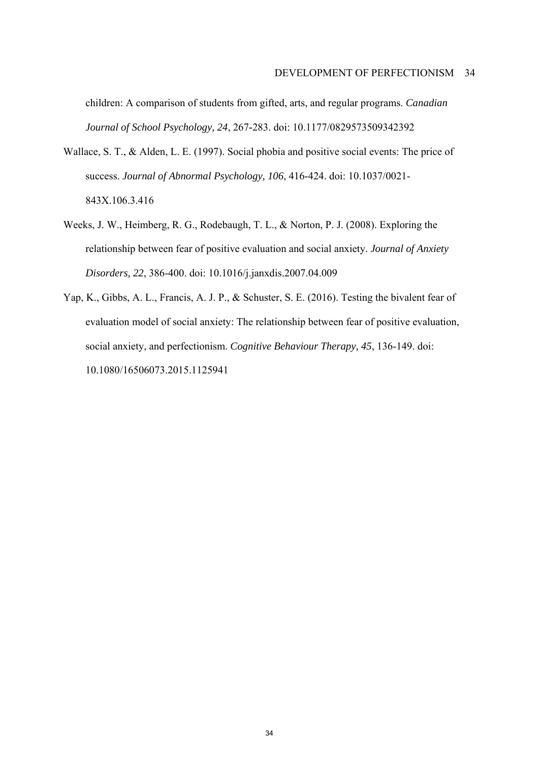children: A comparison of students from gifted, arts, and regular programs. *Canadian Journal of School Psychology, 24*, 267-283. doi: 10.1177/0829573509342392

Wallace, S. T., & Alden, L. E. (1997). Social phobia and positive social events: The price of success. *Journal of Abnormal Psychology, 106*, 416-424. doi: 10.1037/0021-843X.106.3.416

Weeks, J. W., Heimberg, R. G., Rodebaugh, T. L., & Norton, P. J. (2008). Exploring the relationship between fear of positive evaluation and social anxiety. *Journal of Anxiety Disorders, 22*, 386-400. doi: 10.1016/j.janxdis.2007.04.009

Yap, K., Gibbs, A. L., Francis, A. J. P., & Schuster, S. E. (2016). Testing the bivalent fear of evaluation model of social anxiety: The relationship between fear of positive evaluation, social anxiety, and perfectionism. *Cognitive Behaviour Therapy, 45*, 136-149. doi: 10.1080/16506073.2015.1125941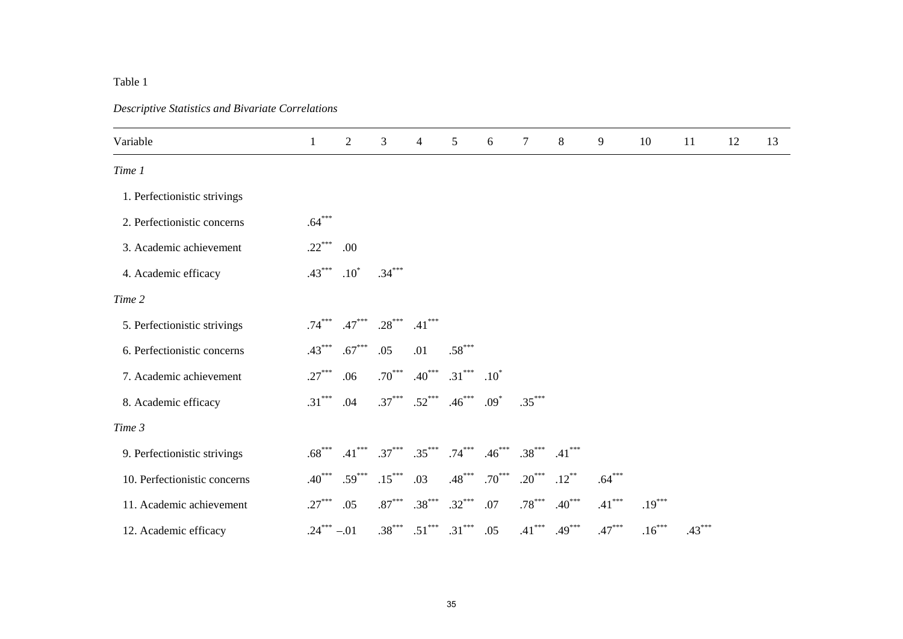Table 1

*Descriptive Statistics and Bivariate Correlations*

| Variable | 1 | 2 | 3 | 4 | 5 | 6 | 7 | 8 | 9 | 10 | 11 | 12 | 13 |
|---|---|---|---|---|---|---|---|---|---|---|---|---|---|
| *Time 1* | | | | | | | | | | | | | |
| 1. Perfectionistic strivings | | | | | | | | | | | | | |
| 2. Perfectionistic concerns | .64*** | | | | | | | | | | | | |
| 3. Academic achievement | .22*** | .00 | | | | | | | | | | | |
| 4. Academic efficacy | .43*** | .10* | .34*** | | | | | | | | | | |
| *Time 2* | | | | | | | | | | | | | |
| 5. Perfectionistic strivings | .74*** | .47*** | .28*** | .41*** | | | | | | | | | |
| 6. Perfectionistic concerns | .43*** | .67*** | .05 | .01 | .58*** | | | | | | | | |
| 7. Academic achievement | .27*** | .06 | .70*** | .40*** | .31*** | .10* | | | | | | | |
| 8. Academic efficacy | .31*** | .04 | .37*** | .52*** | .46*** | .09* | .35*** | | | | | | |
| *Time 3* | | | | | | | | | | | | | |
| 9. Perfectionistic strivings | .68*** | .41*** | .37*** | .35*** | .74*** | .46*** | .38*** | .41*** | | | | | |
| 10. Perfectionistic concerns | .40*** | .59*** | .15*** | .03 | .48*** | .70*** | .20*** | .12** | .64*** | | | | |
| 11. Academic achievement | .27*** | .05 | .87*** | .38*** | .32*** | .07 | .78*** | .40*** | .41*** | .19*** | | | |
| 12. Academic efficacy | .24*** | –.01 | .38*** | .51*** | .31*** | .05 | .41*** | .49*** | .47*** | .16*** | .43*** | | |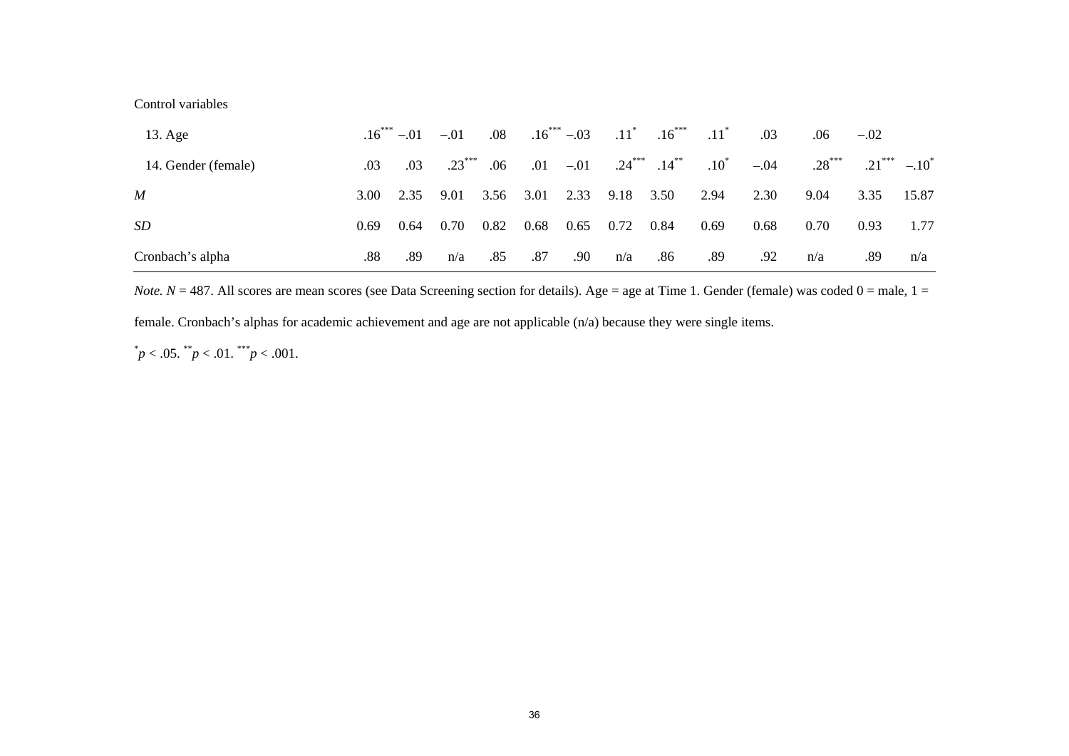| Variable | 1 | 2 | 3 | 4 | 5 | 6 | 7 | 8 | 9 | 10 | 11 | 12 | 13 |
|---|---|---|---|---|---|---|---|---|---|---|---|---|---|
| Control variables | | | | | | | | | | | | | |
| 13. Age | $.16^{***}$ | –.01 | –.01 | .08 | $.16^{***}$ | –.03 | $.11^{*}$ | $.16^{***}$ | $.11^{*}$ | .03 | .06 | –.02 | |
| 14. Gender (female) | .03 | .03 | $.23^{***}$ | .06 | .01 | –.01 | $.24^{***}$ | $.14^{**}$ | $.10^{*}$ | –.04 | $.28^{***}$ | $.21^{***}$ | $–.10^{*}$ |
| *M* | 3.00 | 2.35 | 9.01 | 3.56 | 3.01 | 2.33 | 9.18 | 3.50 | 2.94 | 2.30 | 9.04 | 3.35 | 15.87 |
| *SD* | 0.69 | 0.64 | 0.70 | 0.82 | 0.68 | 0.65 | 0.72 | 0.84 | 0.69 | 0.68 | 0.70 | 0.93 | 1.77 |
| Cronbach's alpha | .88 | .89 | n/a | .85 | .87 | .90 | n/a | .86 | .89 | .92 | n/a | .89 | n/a |

*Note.* $N = 487$. All scores are mean scores (see Data Screening section for details). Age = age at Time 1. Gender (female) was coded 0 = male, 1 = female. Cronbach's alphas for academic achievement and age are not applicable (n/a) because they were single items.

$^{*}p < .05$. $^{**}p < .01$. $^{***}p < .001$.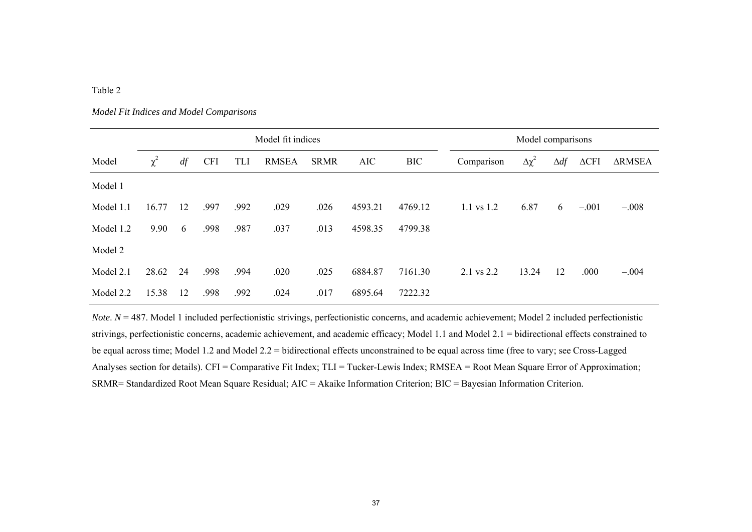Table 2

*Model Fit Indices and Model Comparisons*

| | Model fit indices | | | | | | | | Model comparisons | | | | |
|---|---|---|---|---|---|---|---|---|---|---|---|---|---|
| Model | $\chi^2$ | *df* | CFI | TLI | RMSEA | SRMR | AIC | BIC | Comparison | $\Delta\chi^2$ | $\Delta df$ | ΔCFI | ΔRMSEA |
| Model 1 | | | | | | | | | | | | | |
| Model 1.1 | 16.77 | 12 | .997 | .992 | .029 | .026 | 4593.21 | 4769.12 | 1.1 vs 1.2 | 6.87 | 6 | –.001 | –.008 |
| Model 1.2 | 9.90 | 6 | .998 | .987 | .037 | .013 | 4598.35 | 4799.38 | | | | | |
| Model 2 | | | | | | | | | | | | | |
| Model 2.1 | 28.62 | 24 | .998 | .994 | .020 | .025 | 6884.87 | 7161.30 | 2.1 vs 2.2 | 13.24 | 12 | .000 | –.004 |
| Model 2.2 | 15.38 | 12 | .998 | .992 | .024 | .017 | 6895.64 | 7222.32 | | | | | |

*Note*. *N* = 487. Model 1 included perfectionistic strivings, perfectionistic concerns, and academic achievement; Model 2 included perfectionistic strivings, perfectionistic concerns, academic achievement, and academic efficacy; Model 1.1 and Model 2.1 = bidirectional effects constrained to be equal across time; Model 1.2 and Model 2.2 = bidirectional effects unconstrained to be equal across time (free to vary; see Cross-Lagged Analyses section for details). CFI = Comparative Fit Index; TLI = Tucker-Lewis Index; RMSEA = Root Mean Square Error of Approximation; SRMR= Standardized Root Mean Square Residual; AIC = Akaike Information Criterion; BIC = Bayesian Information Criterion.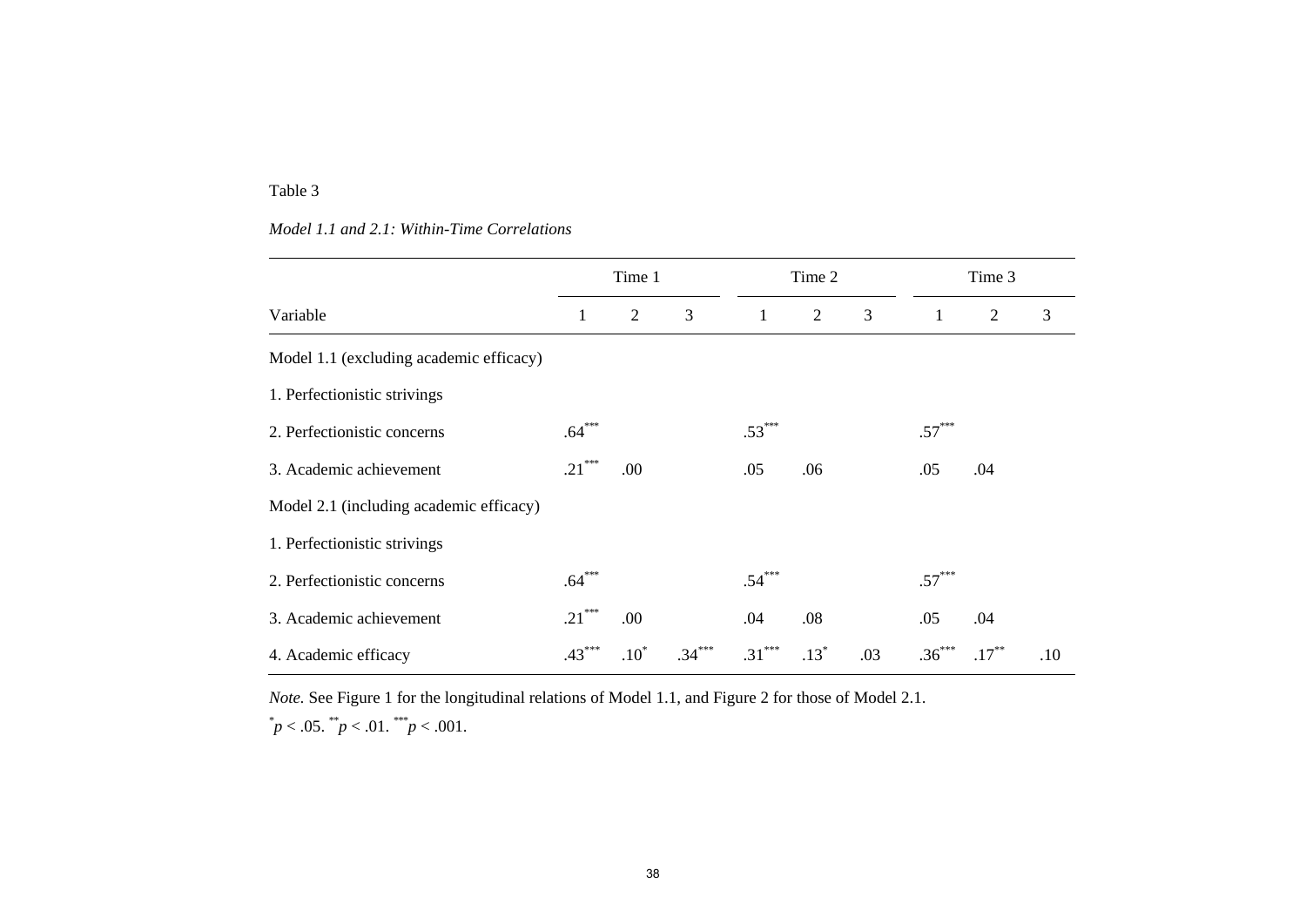Table 3

*Model 1.1 and 2.1: Within-Time Correlations*

| | Time 1 | | | Time 2 | | | Time 3 | | |
|---|---|---|---|---|---|---|---|---|---|
| Variable | 1 | 2 | 3 | 1 | 2 | 3 | 1 | 2 | 3 |
| Model 1.1 (excluding academic efficacy) | | | | | | | | | |
| 1. Perfectionistic strivings | | | | | | | | | |
| 2. Perfectionistic concerns | .64*** | | | .53*** | | | .57*** | | |
| 3. Academic achievement | .21*** | .00 | | .05 | .06 | | .05 | .04 | |
| Model 2.1 (including academic efficacy) | | | | | | | | | |
| 1. Perfectionistic strivings | | | | | | | | | |
| 2. Perfectionistic concerns | .64*** | | | .54*** | | | .57*** | | |
| 3. Academic achievement | .21*** | .00 | | .04 | .08 | | .05 | .04 | |
| 4. Academic efficacy | .43*** | .10* | .34*** | .31*** | .13* | .03 | .36*** | .17** | .10 |

*Note.* See Figure 1 for the longitudinal relations of Model 1.1, and Figure 2 for those of Model 2.1.

*$p < .05$. **$p < .01$. ***$p < .001$.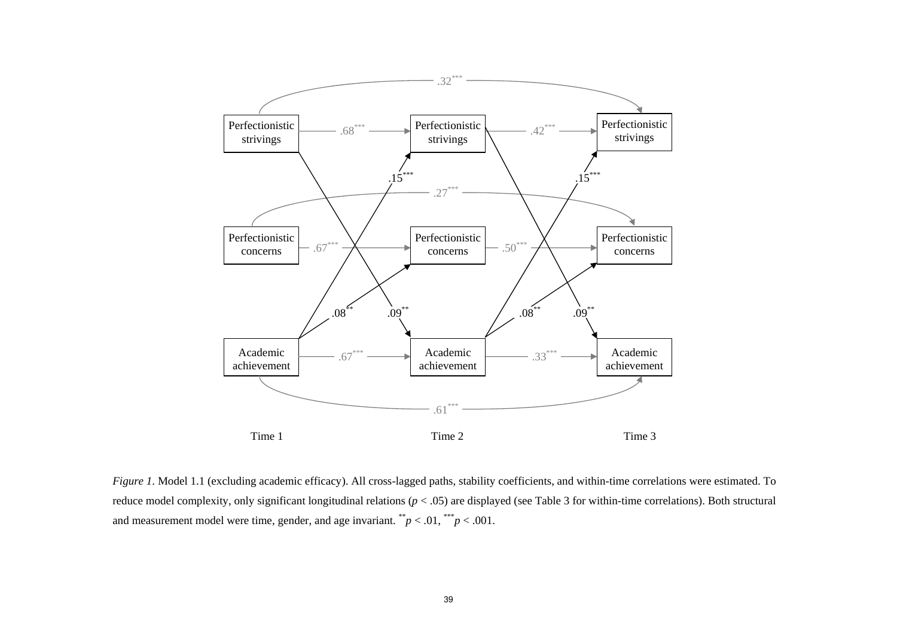*Figure 1*. Model 1.1 (excluding academic efficacy). All cross-lagged paths, stability coefficients, and within-time correlations were estimated. To reduce model complexity, only significant longitudinal relations ($p$ < .05) are displayed (see Table 3 for within-time correlations). Both structural and measurement model were time, gender, and age invariant. $^{**}p$ < .01, $^{***}p$ < .001.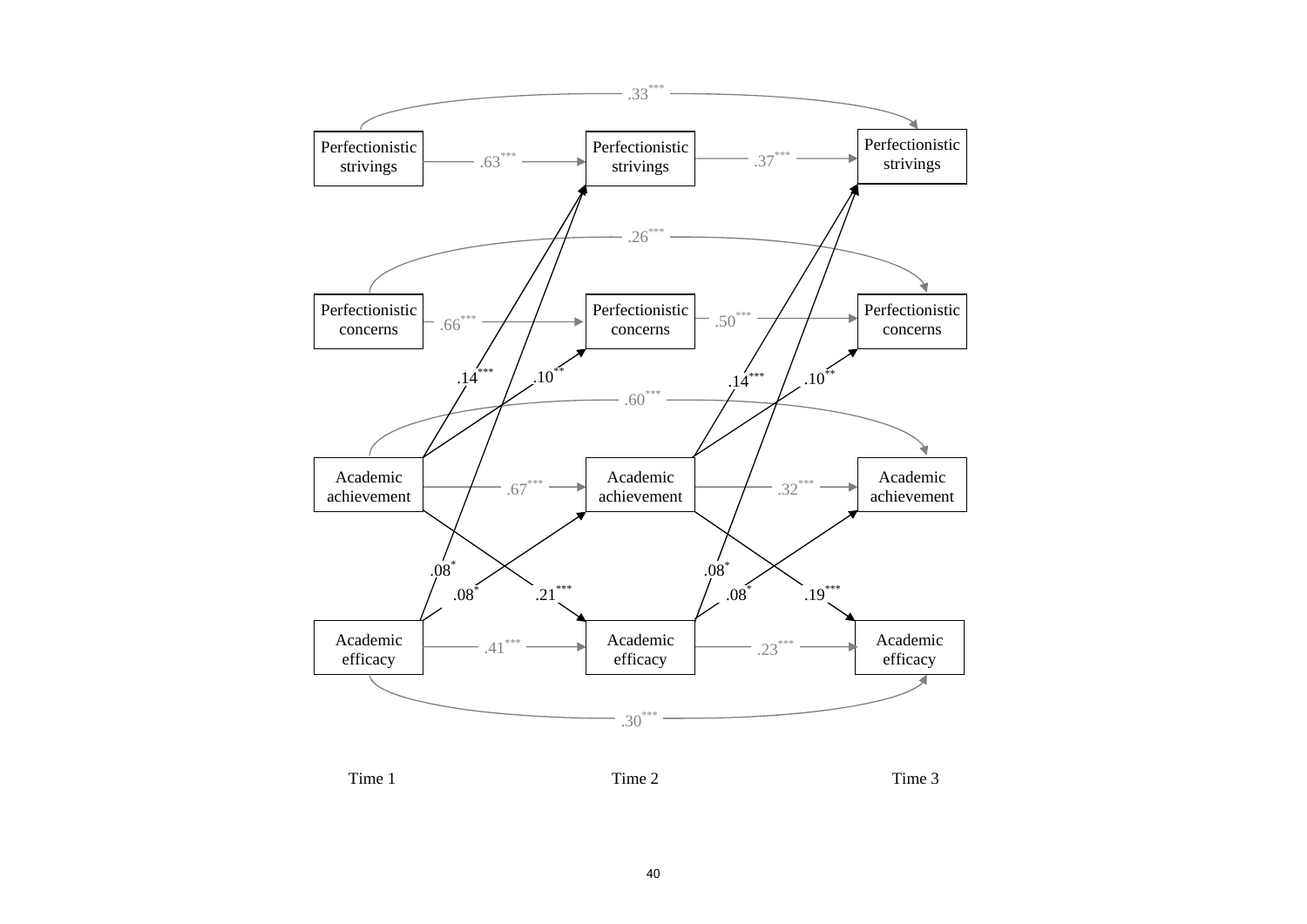.33***

Perfectionistic strivings — .63*** → Perfectionistic strivings — .37*** → Perfectionistic strivings

.26***

Perfectionistic concerns — .66*** → Perfectionistic concerns — .50*** → Perfectionistic concerns

.14*** .10** .14*** .10**

.60***

Academic achievement — .67*** → Academic achievement — .32*** → Academic achievement

.08* .08* .21*** .08* .08* .19***

Academic efficacy — .41*** → Academic efficacy — .23*** → Academic efficacy

.30***

Time 1 Time 2 Time 3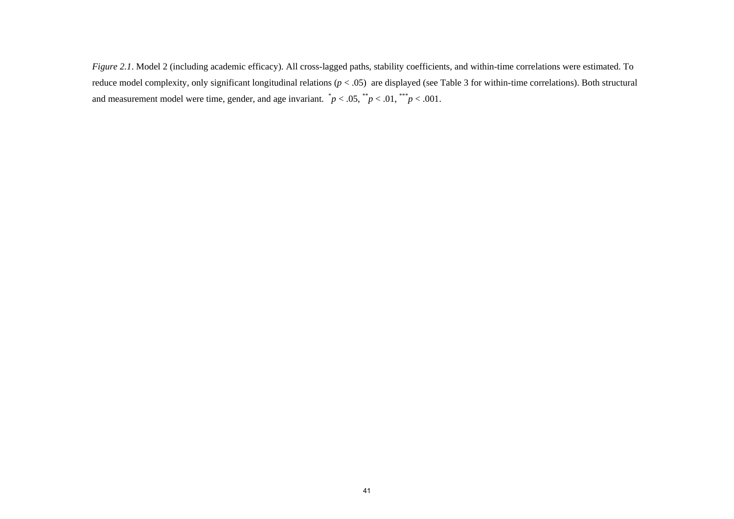*Figure 2.1*. Model 2 (including academic efficacy). All cross-lagged paths, stability coefficients, and within-time correlations were estimated. To reduce model complexity, only significant longitudinal relations ($p < .05$) are displayed (see Table 3 for within-time correlations). Both structural and measurement model were time, gender, and age invariant. $^{*}p < .05$, $^{**}p < .01$, $^{***}p < .001$.